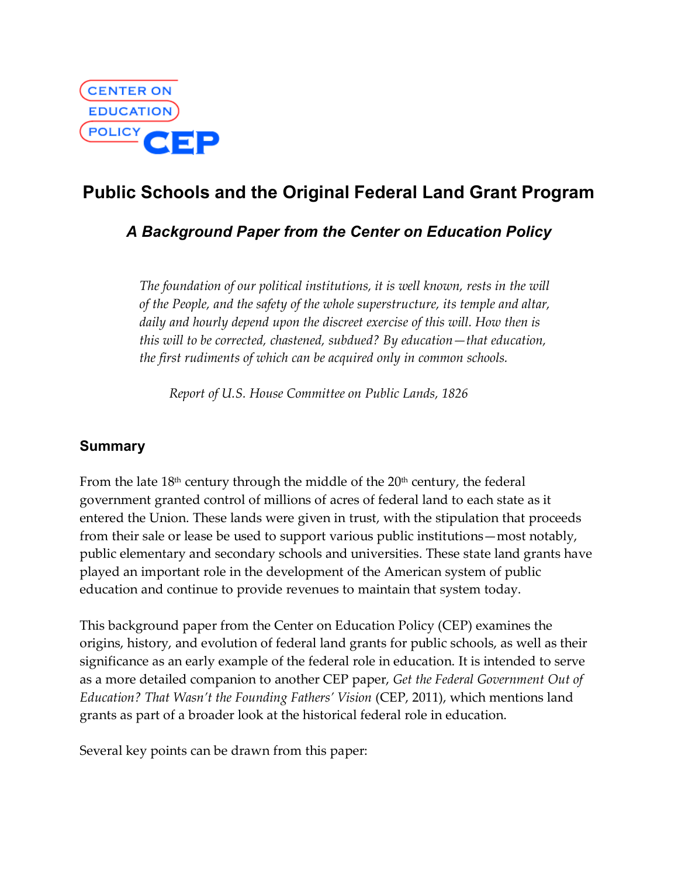CENTER ON EDUCATION POLICY CEP

# Public Schools and the Original Federal Land Grant Program

## *A Background Paper from the Center on Education Policy*

> *The foundation of our political institutions, it is well known, rests in the will of the People, and the safety of the whole superstructure, its temple and altar, daily and hourly depend upon the discreet exercise of this will. How then is this will to be corrected, chastened, subdued? By education—that education, the first rudiments of which can be acquired only in common schools.*
>
> *Report of U.S. House Committee on Public Lands, 1826*

### Summary

From the late 18th century through the middle of the 20th century, the federal government granted control of millions of acres of federal land to each state as it entered the Union. These lands were given in trust, with the stipulation that proceeds from their sale or lease be used to support various public institutions—most notably, public elementary and secondary schools and universities. These state land grants have played an important role in the development of the American system of public education and continue to provide revenues to maintain that system today.

This background paper from the Center on Education Policy (CEP) examines the origins, history, and evolution of federal land grants for public schools, as well as their significance as an early example of the federal role in education. It is intended to serve as a more detailed companion to another CEP paper, *Get the Federal Government Out of Education? That Wasn't the Founding Fathers' Vision* (CEP, 2011), which mentions land grants as part of a broader look at the historical federal role in education.

Several key points can be drawn from this paper: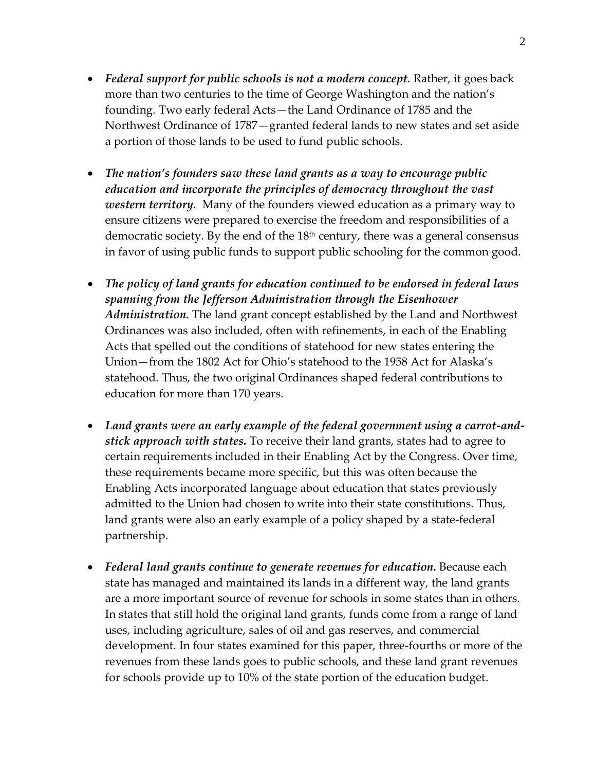- ***Federal support for public schools is not a modern concept.*** Rather, it goes back more than two centuries to the time of George Washington and the nation's founding. Two early federal Acts—the Land Ordinance of 1785 and the Northwest Ordinance of 1787—granted federal lands to new states and set aside a portion of those lands to be used to fund public schools.

- ***The nation's founders saw these land grants as a way to encourage public education and incorporate the principles of democracy throughout the vast western territory.*** Many of the founders viewed education as a primary way to ensure citizens were prepared to exercise the freedom and responsibilities of a democratic society. By the end of the 18th century, there was a general consensus in favor of using public funds to support public schooling for the common good.

- ***The policy of land grants for education continued to be endorsed in federal laws spanning from the Jefferson Administration through the Eisenhower Administration.*** The land grant concept established by the Land and Northwest Ordinances was also included, often with refinements, in each of the Enabling Acts that spelled out the conditions of statehood for new states entering the Union—from the 1802 Act for Ohio's statehood to the 1958 Act for Alaska's statehood. Thus, the two original Ordinances shaped federal contributions to education for more than 170 years.

- ***Land grants were an early example of the federal government using a carrot-and-stick approach with states.*** To receive their land grants, states had to agree to certain requirements included in their Enabling Act by the Congress. Over time, these requirements became more specific, but this was often because the Enabling Acts incorporated language about education that states previously admitted to the Union had chosen to write into their state constitutions. Thus, land grants were also an early example of a policy shaped by a state-federal partnership.

- ***Federal land grants continue to generate revenues for education.*** Because each state has managed and maintained its lands in a different way, the land grants are a more important source of revenue for schools in some states than in others. In states that still hold the original land grants, funds come from a range of land uses, including agriculture, sales of oil and gas reserves, and commercial development. In four states examined for this paper, three-fourths or more of the revenues from these lands goes to public schools, and these land grant revenues for schools provide up to 10% of the state portion of the education budget.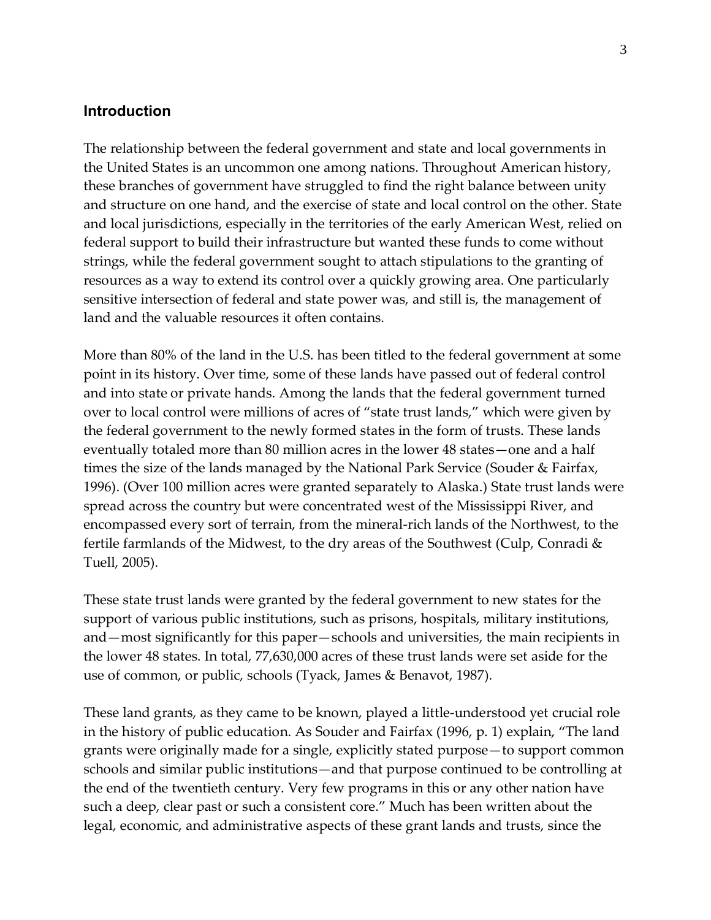## Introduction

The relationship between the federal government and state and local governments in the United States is an uncommon one among nations. Throughout American history, these branches of government have struggled to find the right balance between unity and structure on one hand, and the exercise of state and local control on the other. State and local jurisdictions, especially in the territories of the early American West, relied on federal support to build their infrastructure but wanted these funds to come without strings, while the federal government sought to attach stipulations to the granting of resources as a way to extend its control over a quickly growing area. One particularly sensitive intersection of federal and state power was, and still is, the management of land and the valuable resources it often contains.

More than 80% of the land in the U.S. has been titled to the federal government at some point in its history. Over time, some of these lands have passed out of federal control and into state or private hands. Among the lands that the federal government turned over to local control were millions of acres of "state trust lands," which were given by the federal government to the newly formed states in the form of trusts. These lands eventually totaled more than 80 million acres in the lower 48 states—one and a half times the size of the lands managed by the National Park Service (Souder & Fairfax, 1996). (Over 100 million acres were granted separately to Alaska.) State trust lands were spread across the country but were concentrated west of the Mississippi River, and encompassed every sort of terrain, from the mineral-rich lands of the Northwest, to the fertile farmlands of the Midwest, to the dry areas of the Southwest (Culp, Conradi & Tuell, 2005).

These state trust lands were granted by the federal government to new states for the support of various public institutions, such as prisons, hospitals, military institutions, and—most significantly for this paper—schools and universities, the main recipients in the lower 48 states. In total, 77,630,000 acres of these trust lands were set aside for the use of common, or public, schools (Tyack, James & Benavot, 1987).

These land grants, as they came to be known, played a little-understood yet crucial role in the history of public education. As Souder and Fairfax (1996, p. 1) explain, "The land grants were originally made for a single, explicitly stated purpose—to support common schools and similar public institutions—and that purpose continued to be controlling at the end of the twentieth century. Very few programs in this or any other nation have such a deep, clear past or such a consistent core." Much has been written about the legal, economic, and administrative aspects of these grant lands and trusts, since the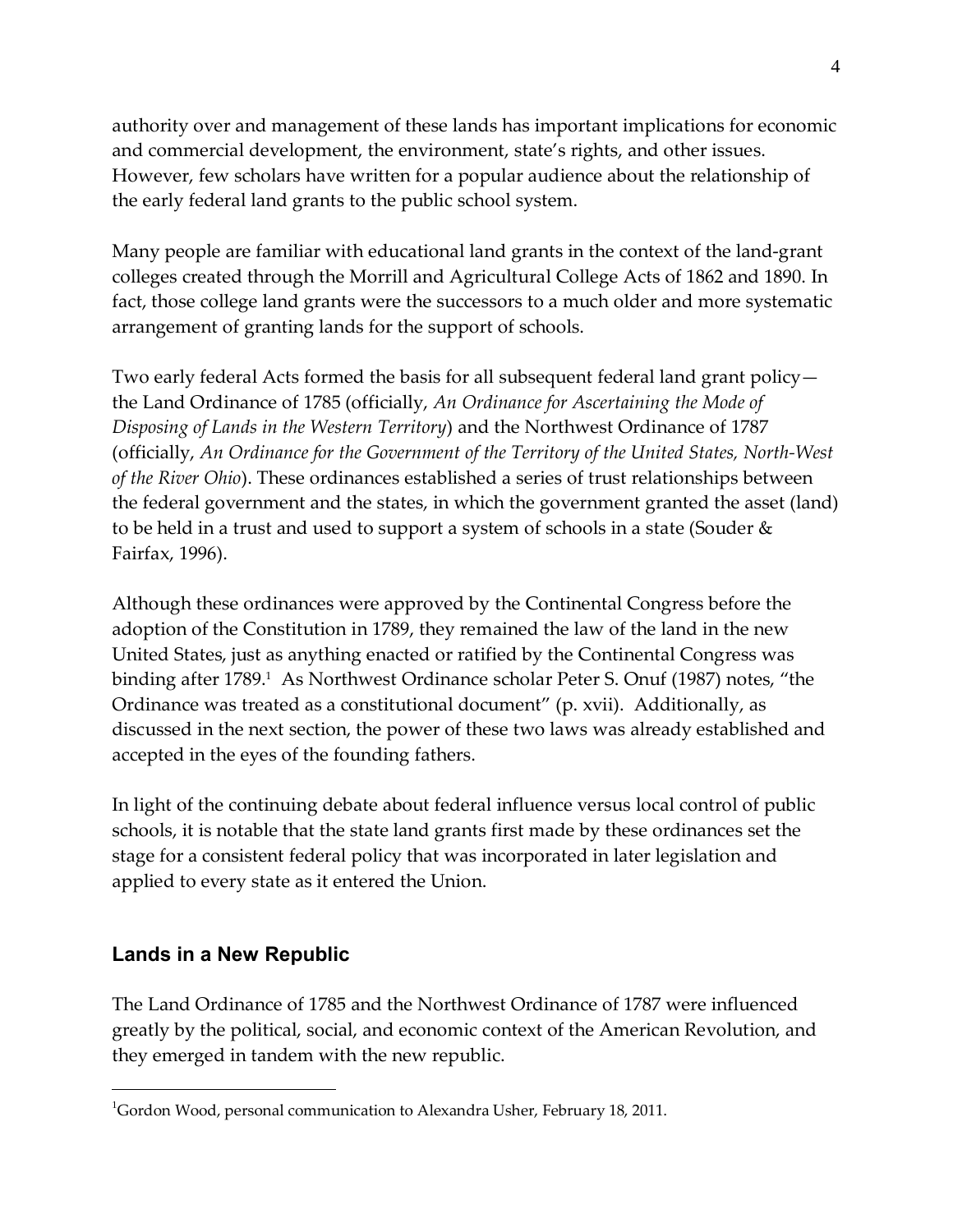authority over and management of these lands has important implications for economic and commercial development, the environment, state's rights, and other issues. However, few scholars have written for a popular audience about the relationship of the early federal land grants to the public school system.

Many people are familiar with educational land grants in the context of the land-grant colleges created through the Morrill and Agricultural College Acts of 1862 and 1890. In fact, those college land grants were the successors to a much older and more systematic arrangement of granting lands for the support of schools.

Two early federal Acts formed the basis for all subsequent federal land grant policy—the Land Ordinance of 1785 (officially, *An Ordinance for Ascertaining the Mode of Disposing of Lands in the Western Territory*) and the Northwest Ordinance of 1787 (officially, *An Ordinance for the Government of the Territory of the United States, North-West of the River Ohio*). These ordinances established a series of trust relationships between the federal government and the states, in which the government granted the asset (land) to be held in a trust and used to support a system of schools in a state (Souder & Fairfax, 1996).

Although these ordinances were approved by the Continental Congress before the adoption of the Constitution in 1789, they remained the law of the land in the new United States, just as anything enacted or ratified by the Continental Congress was binding after 1789.[1] As Northwest Ordinance scholar Peter S. Onuf (1987) notes, "the Ordinance was treated as a constitutional document" (p. xvii). Additionally, as discussed in the next section, the power of these two laws was already established and accepted in the eyes of the founding fathers.

In light of the continuing debate about federal influence versus local control of public schools, it is notable that the state land grants first made by these ordinances set the stage for a consistent federal policy that was incorporated in later legislation and applied to every state as it entered the Union.

## Lands in a New Republic

The Land Ordinance of 1785 and the Northwest Ordinance of 1787 were influenced greatly by the political, social, and economic context of the American Revolution, and they emerged in tandem with the new republic.

---

[1] Gordon Wood, personal communication to Alexandra Usher, February 18, 2011.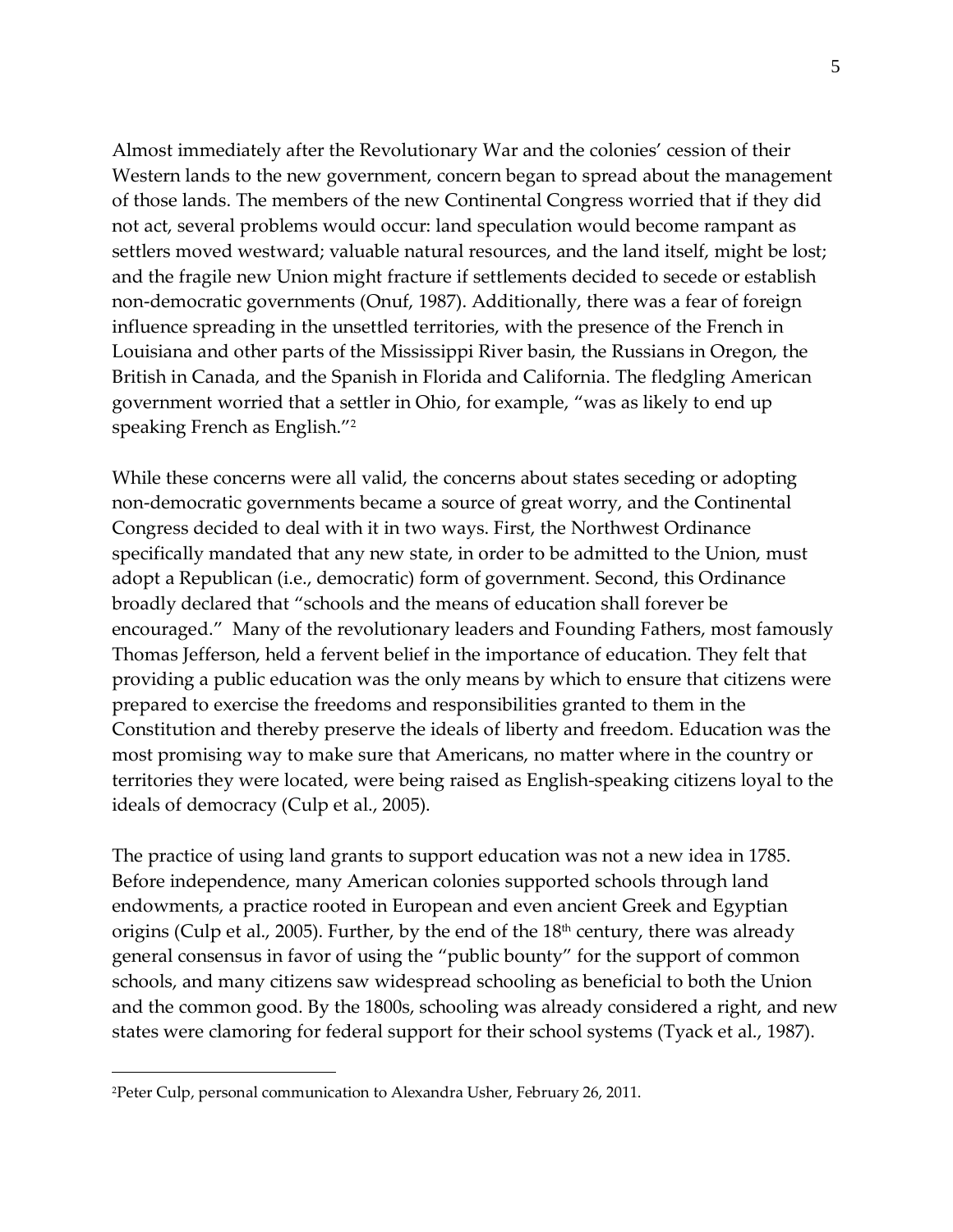Almost immediately after the Revolutionary War and the colonies' cession of their Western lands to the new government, concern began to spread about the management of those lands. The members of the new Continental Congress worried that if they did not act, several problems would occur: land speculation would become rampant as settlers moved westward; valuable natural resources, and the land itself, might be lost; and the fragile new Union might fracture if settlements decided to secede or establish non-democratic governments (Onuf, 1987). Additionally, there was a fear of foreign influence spreading in the unsettled territories, with the presence of the French in Louisiana and other parts of the Mississippi River basin, the Russians in Oregon, the British in Canada, and the Spanish in Florida and California. The fledgling American government worried that a settler in Ohio, for example, "was as likely to end up speaking French as English."[2]

While these concerns were all valid, the concerns about states seceding or adopting non-democratic governments became a source of great worry, and the Continental Congress decided to deal with it in two ways. First, the Northwest Ordinance specifically mandated that any new state, in order to be admitted to the Union, must adopt a Republican (i.e., democratic) form of government. Second, this Ordinance broadly declared that "schools and the means of education shall forever be encouraged." Many of the revolutionary leaders and Founding Fathers, most famously Thomas Jefferson, held a fervent belief in the importance of education. They felt that providing a public education was the only means by which to ensure that citizens were prepared to exercise the freedoms and responsibilities granted to them in the Constitution and thereby preserve the ideals of liberty and freedom. Education was the most promising way to make sure that Americans, no matter where in the country or territories they were located, were being raised as English-speaking citizens loyal to the ideals of democracy (Culp et al., 2005).

The practice of using land grants to support education was not a new idea in 1785. Before independence, many American colonies supported schools through land endowments, a practice rooted in European and even ancient Greek and Egyptian origins (Culp et al., 2005). Further, by the end of the 18th century, there was already general consensus in favor of using the "public bounty" for the support of common schools, and many citizens saw widespread schooling as beneficial to both the Union and the common good. By the 1800s, schooling was already considered a right, and new states were clamoring for federal support for their school systems (Tyack et al., 1987).

---

[2]Peter Culp, personal communication to Alexandra Usher, February 26, 2011.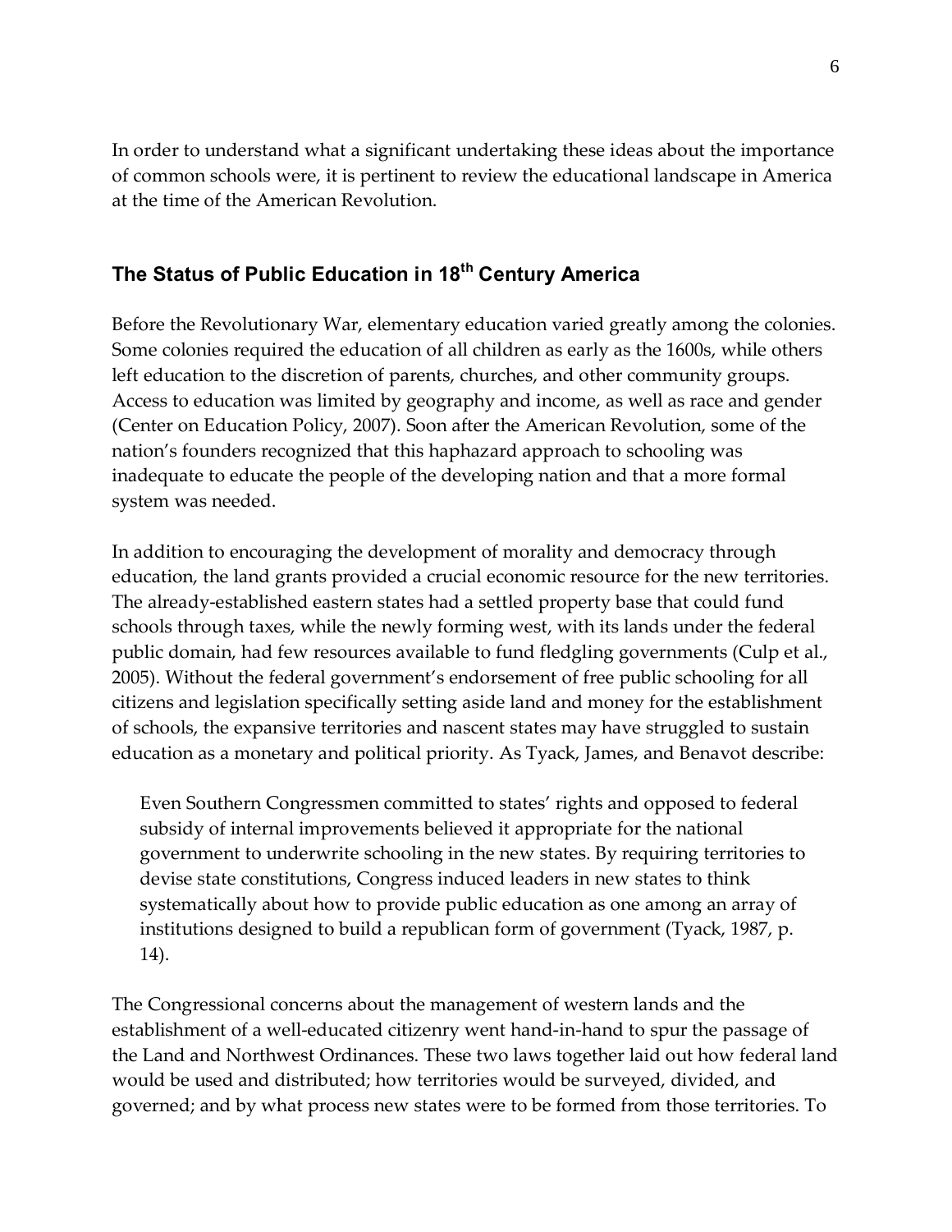In order to understand what a significant undertaking these ideas about the importance of common schools were, it is pertinent to review the educational landscape in America at the time of the American Revolution.

## The Status of Public Education in 18th Century America

Before the Revolutionary War, elementary education varied greatly among the colonies. Some colonies required the education of all children as early as the 1600s, while others left education to the discretion of parents, churches, and other community groups. Access to education was limited by geography and income, as well as race and gender (Center on Education Policy, 2007). Soon after the American Revolution, some of the nation's founders recognized that this haphazard approach to schooling was inadequate to educate the people of the developing nation and that a more formal system was needed.

In addition to encouraging the development of morality and democracy through education, the land grants provided a crucial economic resource for the new territories. The already-established eastern states had a settled property base that could fund schools through taxes, while the newly forming west, with its lands under the federal public domain, had few resources available to fund fledgling governments (Culp et al., 2005). Without the federal government's endorsement of free public schooling for all citizens and legislation specifically setting aside land and money for the establishment of schools, the expansive territories and nascent states may have struggled to sustain education as a monetary and political priority. As Tyack, James, and Benavot describe:

> Even Southern Congressmen committed to states' rights and opposed to federal subsidy of internal improvements believed it appropriate for the national government to underwrite schooling in the new states. By requiring territories to devise state constitutions, Congress induced leaders in new states to think systematically about how to provide public education as one among an array of institutions designed to build a republican form of government (Tyack, 1987, p. 14).

The Congressional concerns about the management of western lands and the establishment of a well-educated citizenry went hand-in-hand to spur the passage of the Land and Northwest Ordinances. These two laws together laid out how federal land would be used and distributed; how territories would be surveyed, divided, and governed; and by what process new states were to be formed from those territories. To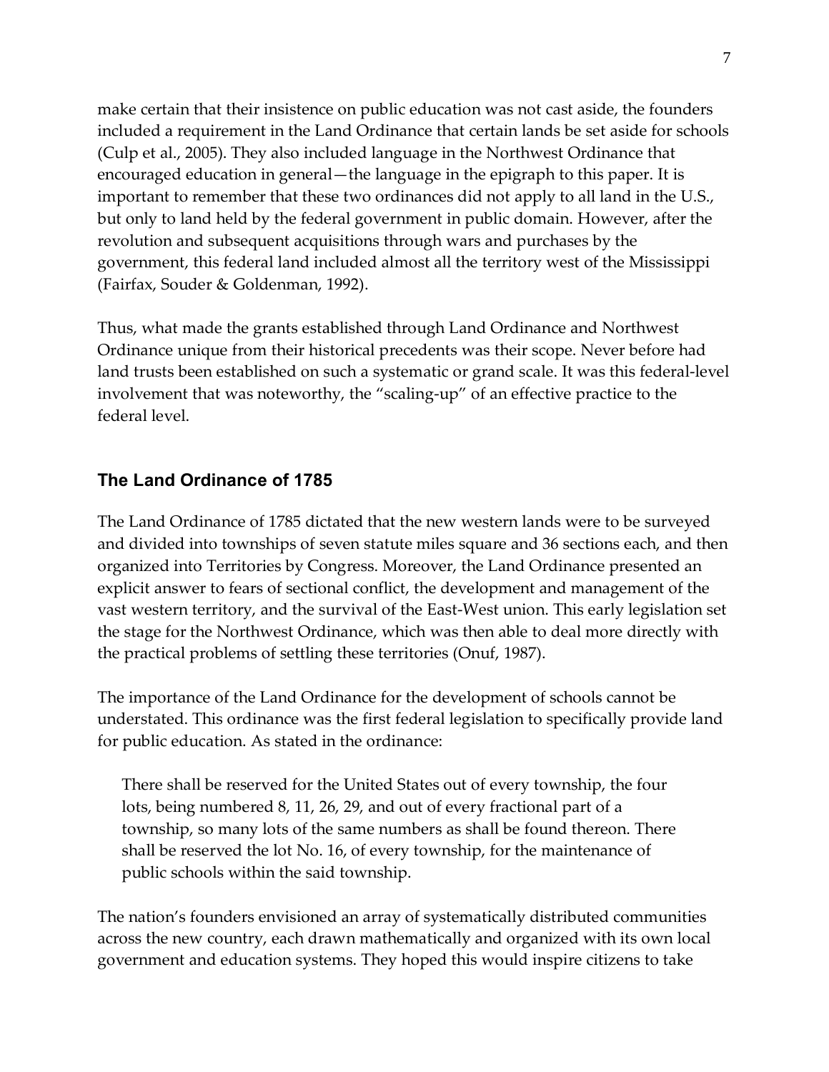make certain that their insistence on public education was not cast aside, the founders included a requirement in the Land Ordinance that certain lands be set aside for schools (Culp et al., 2005). They also included language in the Northwest Ordinance that encouraged education in general—the language in the epigraph to this paper. It is important to remember that these two ordinances did not apply to all land in the U.S., but only to land held by the federal government in public domain. However, after the revolution and subsequent acquisitions through wars and purchases by the government, this federal land included almost all the territory west of the Mississippi (Fairfax, Souder & Goldenman, 1992).

Thus, what made the grants established through Land Ordinance and Northwest Ordinance unique from their historical precedents was their scope. Never before had land trusts been established on such a systematic or grand scale. It was this federal-level involvement that was noteworthy, the "scaling-up" of an effective practice to the federal level.

## The Land Ordinance of 1785

The Land Ordinance of 1785 dictated that the new western lands were to be surveyed and divided into townships of seven statute miles square and 36 sections each, and then organized into Territories by Congress. Moreover, the Land Ordinance presented an explicit answer to fears of sectional conflict, the development and management of the vast western territory, and the survival of the East-West union. This early legislation set the stage for the Northwest Ordinance, which was then able to deal more directly with the practical problems of settling these territories (Onuf, 1987).

The importance of the Land Ordinance for the development of schools cannot be understated. This ordinance was the first federal legislation to specifically provide land for public education. As stated in the ordinance:

> There shall be reserved for the United States out of every township, the four lots, being numbered 8, 11, 26, 29, and out of every fractional part of a township, so many lots of the same numbers as shall be found thereon. There shall be reserved the lot No. 16, of every township, for the maintenance of public schools within the said township.

The nation's founders envisioned an array of systematically distributed communities across the new country, each drawn mathematically and organized with its own local government and education systems. They hoped this would inspire citizens to take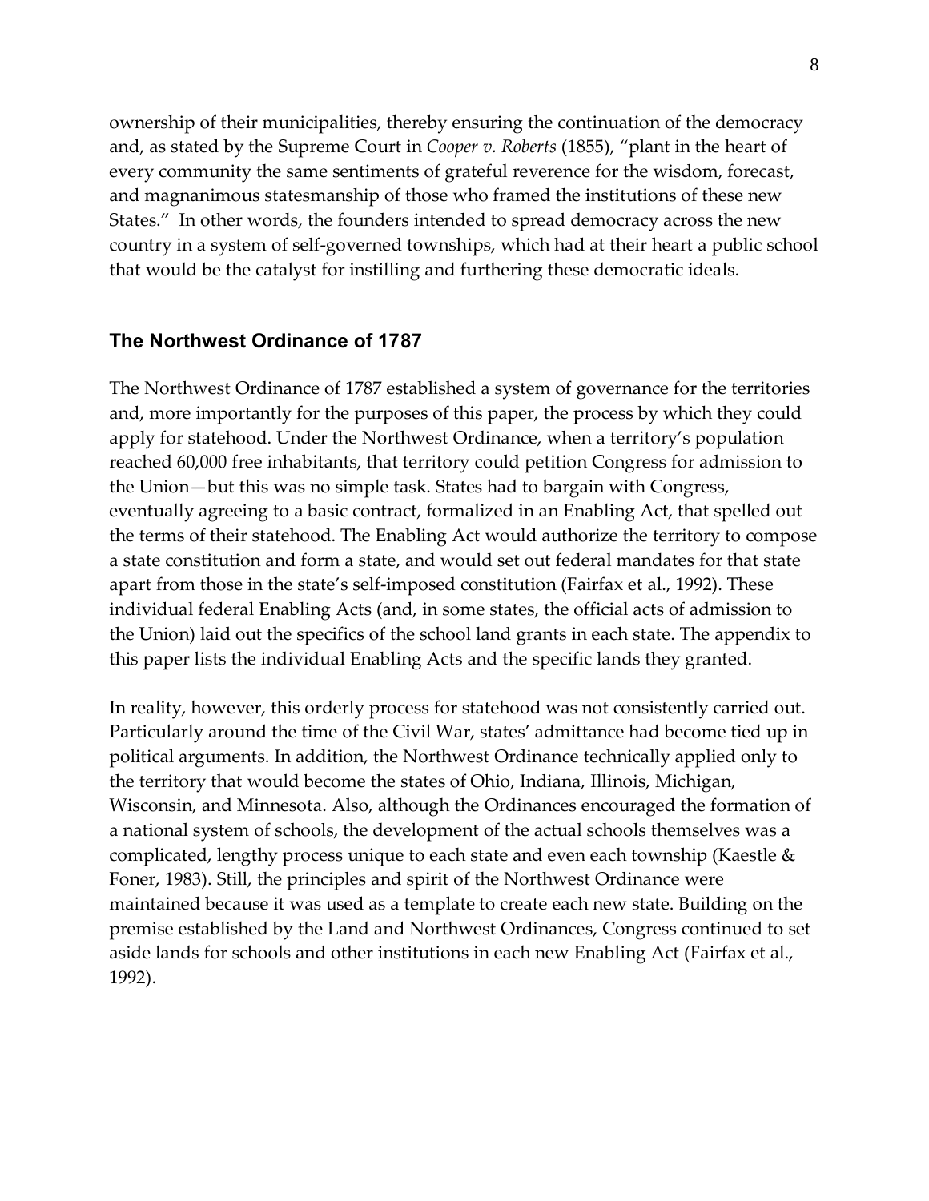ownership of their municipalities, thereby ensuring the continuation of the democracy and, as stated by the Supreme Court in *Cooper v. Roberts* (1855), "plant in the heart of every community the same sentiments of grateful reverence for the wisdom, forecast, and magnanimous statesmanship of those who framed the institutions of these new States." In other words, the founders intended to spread democracy across the new country in a system of self-governed townships, which had at their heart a public school that would be the catalyst for instilling and furthering these democratic ideals.

## The Northwest Ordinance of 1787

The Northwest Ordinance of 1787 established a system of governance for the territories and, more importantly for the purposes of this paper, the process by which they could apply for statehood. Under the Northwest Ordinance, when a territory's population reached 60,000 free inhabitants, that territory could petition Congress for admission to the Union—but this was no simple task. States had to bargain with Congress, eventually agreeing to a basic contract, formalized in an Enabling Act, that spelled out the terms of their statehood. The Enabling Act would authorize the territory to compose a state constitution and form a state, and would set out federal mandates for that state apart from those in the state's self-imposed constitution (Fairfax et al., 1992). These individual federal Enabling Acts (and, in some states, the official acts of admission to the Union) laid out the specifics of the school land grants in each state. The appendix to this paper lists the individual Enabling Acts and the specific lands they granted.

In reality, however, this orderly process for statehood was not consistently carried out. Particularly around the time of the Civil War, states' admittance had become tied up in political arguments. In addition, the Northwest Ordinance technically applied only to the territory that would become the states of Ohio, Indiana, Illinois, Michigan, Wisconsin, and Minnesota. Also, although the Ordinances encouraged the formation of a national system of schools, the development of the actual schools themselves was a complicated, lengthy process unique to each state and even each township (Kaestle & Foner, 1983). Still, the principles and spirit of the Northwest Ordinance were maintained because it was used as a template to create each new state. Building on the premise established by the Land and Northwest Ordinances, Congress continued to set aside lands for schools and other institutions in each new Enabling Act (Fairfax et al., 1992).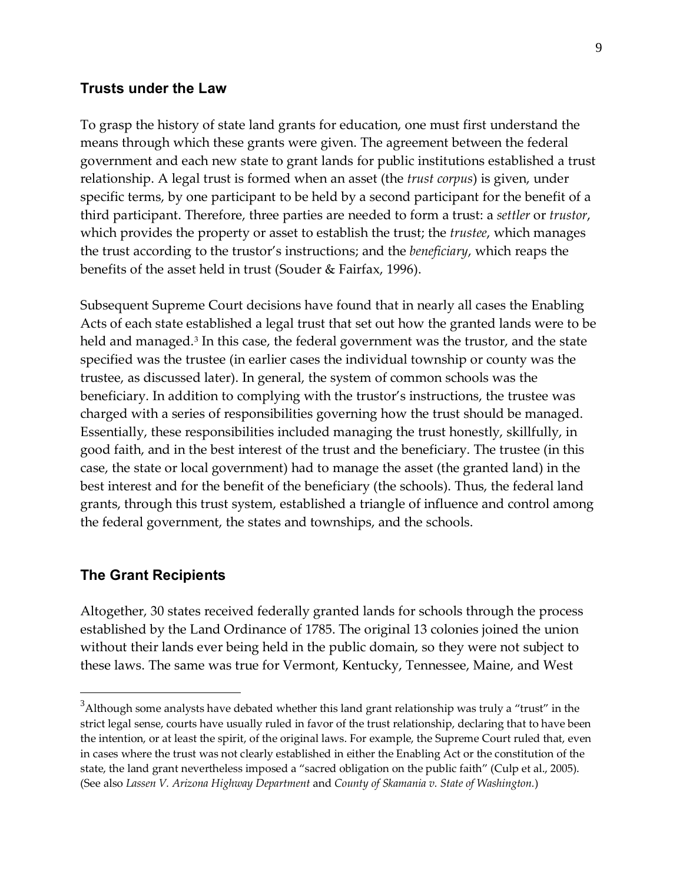## Trusts under the Law

To grasp the history of state land grants for education, one must first understand the means through which these grants were given. The agreement between the federal government and each new state to grant lands for public institutions established a trust relationship. A legal trust is formed when an asset (the *trust corpus*) is given, under specific terms, by one participant to be held by a second participant for the benefit of a third participant. Therefore, three parties are needed to form a trust: a *settler* or *trustor*, which provides the property or asset to establish the trust; the *trustee*, which manages the trust according to the trustor's instructions; and the *beneficiary*, which reaps the benefits of the asset held in trust (Souder & Fairfax, 1996).

Subsequent Supreme Court decisions have found that in nearly all cases the Enabling Acts of each state established a legal trust that set out how the granted lands were to be held and managed.[3] In this case, the federal government was the trustor, and the state specified was the trustee (in earlier cases the individual township or county was the trustee, as discussed later). In general, the system of common schools was the beneficiary. In addition to complying with the trustor's instructions, the trustee was charged with a series of responsibilities governing how the trust should be managed. Essentially, these responsibilities included managing the trust honestly, skillfully, in good faith, and in the best interest of the trust and the beneficiary. The trustee (in this case, the state or local government) had to manage the asset (the granted land) in the best interest and for the benefit of the beneficiary (the schools). Thus, the federal land grants, through this trust system, established a triangle of influence and control among the federal government, the states and townships, and the schools.

## The Grant Recipients

Altogether, 30 states received federally granted lands for schools through the process established by the Land Ordinance of 1785. The original 13 colonies joined the union without their lands ever being held in the public domain, so they were not subject to these laws. The same was true for Vermont, Kentucky, Tennessee, Maine, and West

---

[3] Although some analysts have debated whether this land grant relationship was truly a "trust" in the strict legal sense, courts have usually ruled in favor of the trust relationship, declaring that to have been the intention, or at least the spirit, of the original laws. For example, the Supreme Court ruled that, even in cases where the trust was not clearly established in either the Enabling Act or the constitution of the state, the land grant nevertheless imposed a "sacred obligation on the public faith" (Culp et al., 2005). (See also *Lassen V. Arizona Highway Department* and *County of Skamania v. State of Washington.*)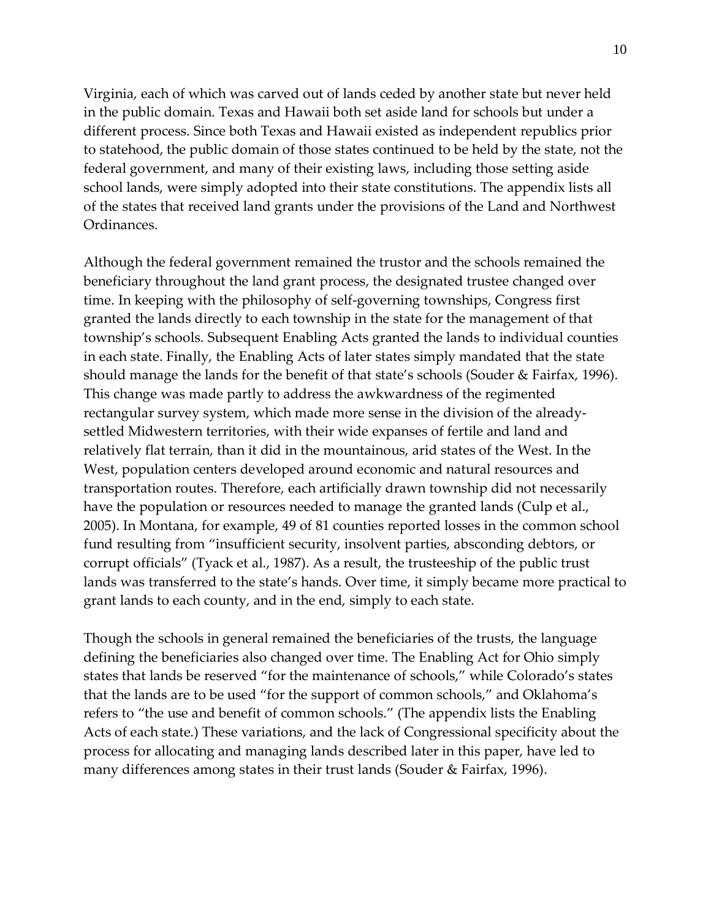Virginia, each of which was carved out of lands ceded by another state but never held in the public domain. Texas and Hawaii both set aside land for schools but under a different process. Since both Texas and Hawaii existed as independent republics prior to statehood, the public domain of those states continued to be held by the state, not the federal government, and many of their existing laws, including those setting aside school lands, were simply adopted into their state constitutions. The appendix lists all of the states that received land grants under the provisions of the Land and Northwest Ordinances.

Although the federal government remained the trustor and the schools remained the beneficiary throughout the land grant process, the designated trustee changed over time. In keeping with the philosophy of self-governing townships, Congress first granted the lands directly to each township in the state for the management of that township's schools. Subsequent Enabling Acts granted the lands to individual counties in each state. Finally, the Enabling Acts of later states simply mandated that the state should manage the lands for the benefit of that state's schools (Souder & Fairfax, 1996). This change was made partly to address the awkwardness of the regimented rectangular survey system, which made more sense in the division of the already-settled Midwestern territories, with their wide expanses of fertile and land and relatively flat terrain, than it did in the mountainous, arid states of the West. In the West, population centers developed around economic and natural resources and transportation routes. Therefore, each artificially drawn township did not necessarily have the population or resources needed to manage the granted lands (Culp et al., 2005). In Montana, for example, 49 of 81 counties reported losses in the common school fund resulting from "insufficient security, insolvent parties, absconding debtors, or corrupt officials" (Tyack et al., 1987). As a result, the trusteeship of the public trust lands was transferred to the state's hands. Over time, it simply became more practical to grant lands to each county, and in the end, simply to each state.

Though the schools in general remained the beneficiaries of the trusts, the language defining the beneficiaries also changed over time. The Enabling Act for Ohio simply states that lands be reserved "for the maintenance of schools," while Colorado's states that the lands are to be used "for the support of common schools," and Oklahoma's refers to "the use and benefit of common schools." (The appendix lists the Enabling Acts of each state.) These variations, and the lack of Congressional specificity about the process for allocating and managing lands described later in this paper, have led to many differences among states in their trust lands (Souder & Fairfax, 1996).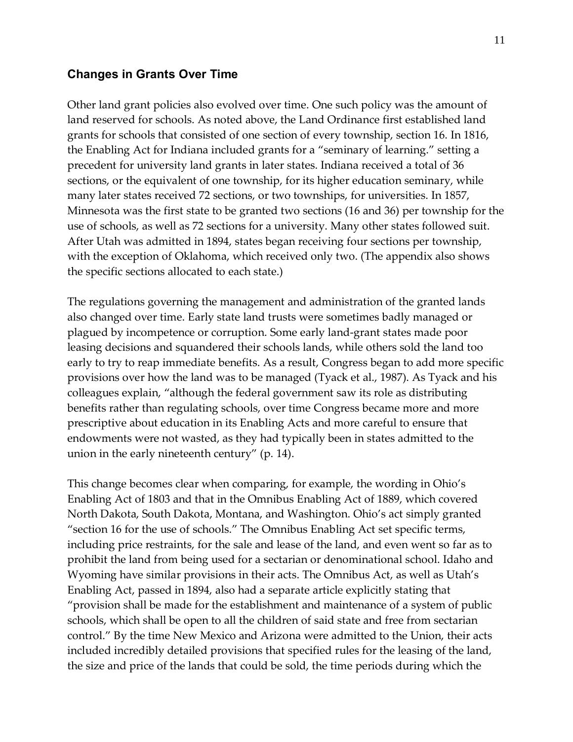## Changes in Grants Over Time

Other land grant policies also evolved over time. One such policy was the amount of land reserved for schools. As noted above, the Land Ordinance first established land grants for schools that consisted of one section of every township, section 16. In 1816, the Enabling Act for Indiana included grants for a "seminary of learning." setting a precedent for university land grants in later states. Indiana received a total of 36 sections, or the equivalent of one township, for its higher education seminary, while many later states received 72 sections, or two townships, for universities. In 1857, Minnesota was the first state to be granted two sections (16 and 36) per township for the use of schools, as well as 72 sections for a university. Many other states followed suit. After Utah was admitted in 1894, states began receiving four sections per township, with the exception of Oklahoma, which received only two. (The appendix also shows the specific sections allocated to each state.)

The regulations governing the management and administration of the granted lands also changed over time. Early state land trusts were sometimes badly managed or plagued by incompetence or corruption. Some early land-grant states made poor leasing decisions and squandered their schools lands, while others sold the land too early to try to reap immediate benefits. As a result, Congress began to add more specific provisions over how the land was to be managed (Tyack et al., 1987). As Tyack and his colleagues explain, "although the federal government saw its role as distributing benefits rather than regulating schools, over time Congress became more and more prescriptive about education in its Enabling Acts and more careful to ensure that endowments were not wasted, as they had typically been in states admitted to the union in the early nineteenth century" (p. 14).

This change becomes clear when comparing, for example, the wording in Ohio's Enabling Act of 1803 and that in the Omnibus Enabling Act of 1889, which covered North Dakota, South Dakota, Montana, and Washington. Ohio's act simply granted "section 16 for the use of schools." The Omnibus Enabling Act set specific terms, including price restraints, for the sale and lease of the land, and even went so far as to prohibit the land from being used for a sectarian or denominational school. Idaho and Wyoming have similar provisions in their acts. The Omnibus Act, as well as Utah's Enabling Act, passed in 1894, also had a separate article explicitly stating that "provision shall be made for the establishment and maintenance of a system of public schools, which shall be open to all the children of said state and free from sectarian control." By the time New Mexico and Arizona were admitted to the Union, their acts included incredibly detailed provisions that specified rules for the leasing of the land, the size and price of the lands that could be sold, the time periods during which the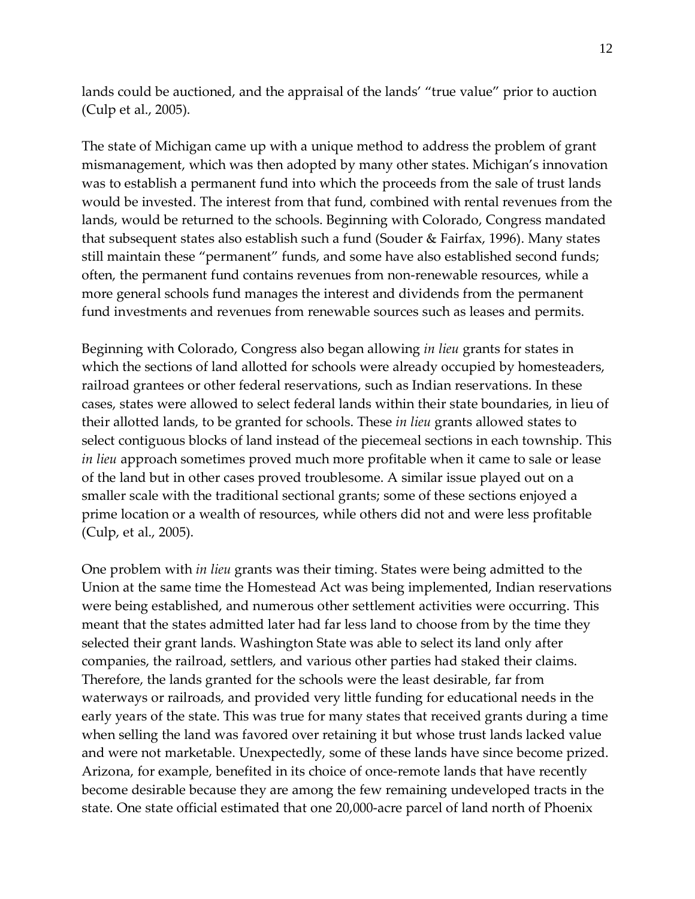lands could be auctioned, and the appraisal of the lands' "true value" prior to auction (Culp et al., 2005).

The state of Michigan came up with a unique method to address the problem of grant mismanagement, which was then adopted by many other states. Michigan's innovation was to establish a permanent fund into which the proceeds from the sale of trust lands would be invested. The interest from that fund, combined with rental revenues from the lands, would be returned to the schools. Beginning with Colorado, Congress mandated that subsequent states also establish such a fund (Souder & Fairfax, 1996). Many states still maintain these "permanent" funds, and some have also established second funds; often, the permanent fund contains revenues from non-renewable resources, while a more general schools fund manages the interest and dividends from the permanent fund investments and revenues from renewable sources such as leases and permits.

Beginning with Colorado, Congress also began allowing *in lieu* grants for states in which the sections of land allotted for schools were already occupied by homesteaders, railroad grantees or other federal reservations, such as Indian reservations. In these cases, states were allowed to select federal lands within their state boundaries, in lieu of their allotted lands, to be granted for schools. These *in lieu* grants allowed states to select contiguous blocks of land instead of the piecemeal sections in each township. This *in lieu* approach sometimes proved much more profitable when it came to sale or lease of the land but in other cases proved troublesome. A similar issue played out on a smaller scale with the traditional sectional grants; some of these sections enjoyed a prime location or a wealth of resources, while others did not and were less profitable (Culp, et al., 2005).

One problem with *in lieu* grants was their timing. States were being admitted to the Union at the same time the Homestead Act was being implemented, Indian reservations were being established, and numerous other settlement activities were occurring. This meant that the states admitted later had far less land to choose from by the time they selected their grant lands. Washington State was able to select its land only after companies, the railroad, settlers, and various other parties had staked their claims. Therefore, the lands granted for the schools were the least desirable, far from waterways or railroads, and provided very little funding for educational needs in the early years of the state. This was true for many states that received grants during a time when selling the land was favored over retaining it but whose trust lands lacked value and were not marketable. Unexpectedly, some of these lands have since become prized. Arizona, for example, benefited in its choice of once-remote lands that have recently become desirable because they are among the few remaining undeveloped tracts in the state. One state official estimated that one 20,000-acre parcel of land north of Phoenix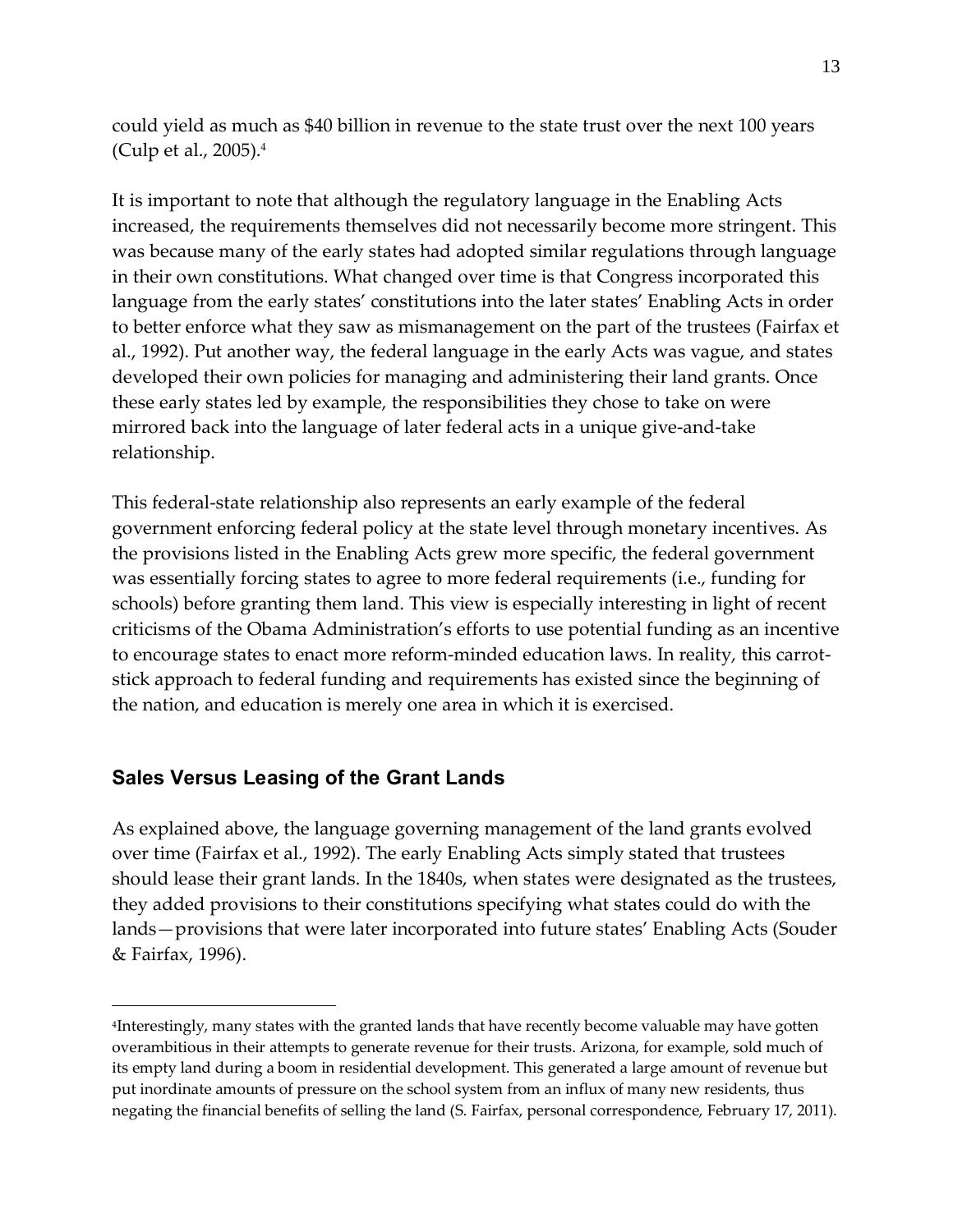could yield as much as $40 billion in revenue to the state trust over the next 100 years (Culp et al., 2005).[4]

It is important to note that although the regulatory language in the Enabling Acts increased, the requirements themselves did not necessarily become more stringent. This was because many of the early states had adopted similar regulations through language in their own constitutions. What changed over time is that Congress incorporated this language from the early states' constitutions into the later states' Enabling Acts in order to better enforce what they saw as mismanagement on the part of the trustees (Fairfax et al., 1992). Put another way, the federal language in the early Acts was vague, and states developed their own policies for managing and administering their land grants. Once these early states led by example, the responsibilities they chose to take on were mirrored back into the language of later federal acts in a unique give-and-take relationship.

This federal-state relationship also represents an early example of the federal government enforcing federal policy at the state level through monetary incentives. As the provisions listed in the Enabling Acts grew more specific, the federal government was essentially forcing states to agree to more federal requirements (i.e., funding for schools) before granting them land. This view is especially interesting in light of recent criticisms of the Obama Administration's efforts to use potential funding as an incentive to encourage states to enact more reform-minded education laws. In reality, this carrot-stick approach to federal funding and requirements has existed since the beginning of the nation, and education is merely one area in which it is exercised.

## Sales Versus Leasing of the Grant Lands

As explained above, the language governing management of the land grants evolved over time (Fairfax et al., 1992). The early Enabling Acts simply stated that trustees should lease their grant lands. In the 1840s, when states were designated as the trustees, they added provisions to their constitutions specifying what states could do with the lands—provisions that were later incorporated into future states' Enabling Acts (Souder & Fairfax, 1996).

---

[4]Interestingly, many states with the granted lands that have recently become valuable may have gotten overambitious in their attempts to generate revenue for their trusts. Arizona, for example, sold much of its empty land during a boom in residential development. This generated a large amount of revenue but put inordinate amounts of pressure on the school system from an influx of many new residents, thus negating the financial benefits of selling the land (S. Fairfax, personal correspondence, February 17, 2011).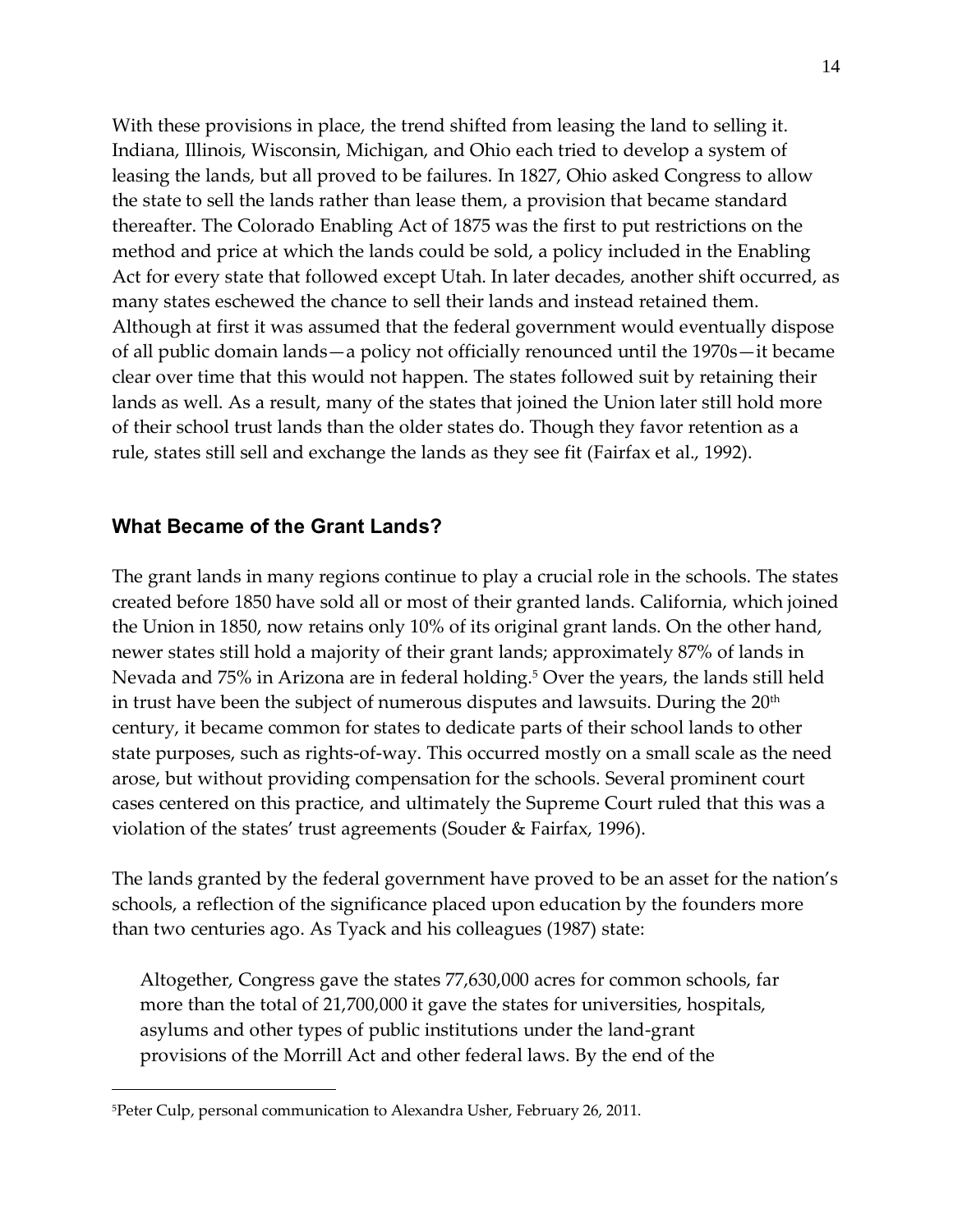With these provisions in place, the trend shifted from leasing the land to selling it. Indiana, Illinois, Wisconsin, Michigan, and Ohio each tried to develop a system of leasing the lands, but all proved to be failures. In 1827, Ohio asked Congress to allow the state to sell the lands rather than lease them, a provision that became standard thereafter. The Colorado Enabling Act of 1875 was the first to put restrictions on the method and price at which the lands could be sold, a policy included in the Enabling Act for every state that followed except Utah. In later decades, another shift occurred, as many states eschewed the chance to sell their lands and instead retained them. Although at first it was assumed that the federal government would eventually dispose of all public domain lands—a policy not officially renounced until the 1970s—it became clear over time that this would not happen. The states followed suit by retaining their lands as well. As a result, many of the states that joined the Union later still hold more of their school trust lands than the older states do. Though they favor retention as a rule, states still sell and exchange the lands as they see fit (Fairfax et al., 1992).

## What Became of the Grant Lands?

The grant lands in many regions continue to play a crucial role in the schools. The states created before 1850 have sold all or most of their granted lands. California, which joined the Union in 1850, now retains only 10% of its original grant lands. On the other hand, newer states still hold a majority of their grant lands; approximately 87% of lands in Nevada and 75% in Arizona are in federal holding.[5] Over the years, the lands still held in trust have been the subject of numerous disputes and lawsuits. During the 20th century, it became common for states to dedicate parts of their school lands to other state purposes, such as rights-of-way. This occurred mostly on a small scale as the need arose, but without providing compensation for the schools. Several prominent court cases centered on this practice, and ultimately the Supreme Court ruled that this was a violation of the states' trust agreements (Souder & Fairfax, 1996).

The lands granted by the federal government have proved to be an asset for the nation's schools, a reflection of the significance placed upon education by the founders more than two centuries ago. As Tyack and his colleagues (1987) state:

> Altogether, Congress gave the states 77,630,000 acres for common schools, far more than the total of 21,700,000 it gave the states for universities, hospitals, asylums and other types of public institutions under the land-grant provisions of the Morrill Act and other federal laws. By the end of the

[5] Peter Culp, personal communication to Alexandra Usher, February 26, 2011.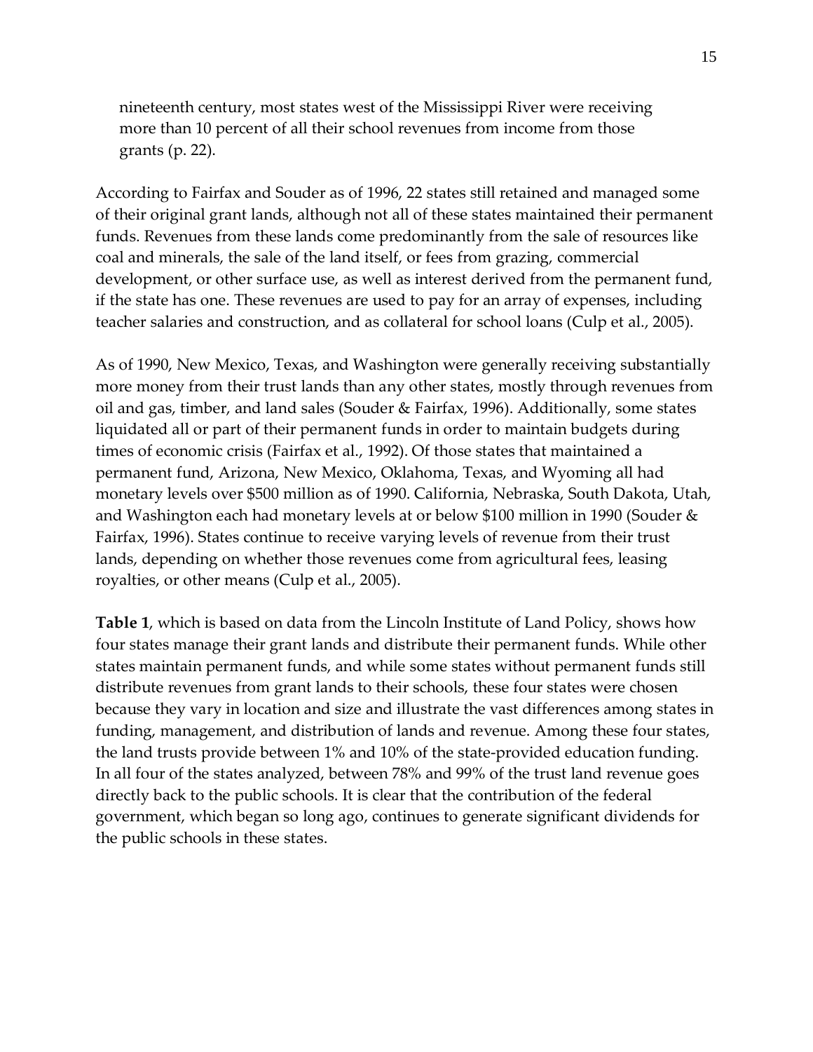> nineteenth century, most states west of the Mississippi River were receiving more than 10 percent of all their school revenues from income from those grants (p. 22).

According to Fairfax and Souder as of 1996, 22 states still retained and managed some of their original grant lands, although not all of these states maintained their permanent funds. Revenues from these lands come predominantly from the sale of resources like coal and minerals, the sale of the land itself, or fees from grazing, commercial development, or other surface use, as well as interest derived from the permanent fund, if the state has one. These revenues are used to pay for an array of expenses, including teacher salaries and construction, and as collateral for school loans (Culp et al., 2005).

As of 1990, New Mexico, Texas, and Washington were generally receiving substantially more money from their trust lands than any other states, mostly through revenues from oil and gas, timber, and land sales (Souder & Fairfax, 1996). Additionally, some states liquidated all or part of their permanent funds in order to maintain budgets during times of economic crisis (Fairfax et al., 1992). Of those states that maintained a permanent fund, Arizona, New Mexico, Oklahoma, Texas, and Wyoming all had monetary levels over $500 million as of 1990. California, Nebraska, South Dakota, Utah, and Washington each had monetary levels at or below $100 million in 1990 (Souder & Fairfax, 1996). States continue to receive varying levels of revenue from their trust lands, depending on whether those revenues come from agricultural fees, leasing royalties, or other means (Culp et al., 2005).

**Table 1**, which is based on data from the Lincoln Institute of Land Policy, shows how four states manage their grant lands and distribute their permanent funds. While other states maintain permanent funds, and while some states without permanent funds still distribute revenues from grant lands to their schools, these four states were chosen because they vary in location and size and illustrate the vast differences among states in funding, management, and distribution of lands and revenue. Among these four states, the land trusts provide between 1% and 10% of the state-provided education funding. In all four of the states analyzed, between 78% and 99% of the trust land revenue goes directly back to the public schools. It is clear that the contribution of the federal government, which began so long ago, continues to generate significant dividends for the public schools in these states.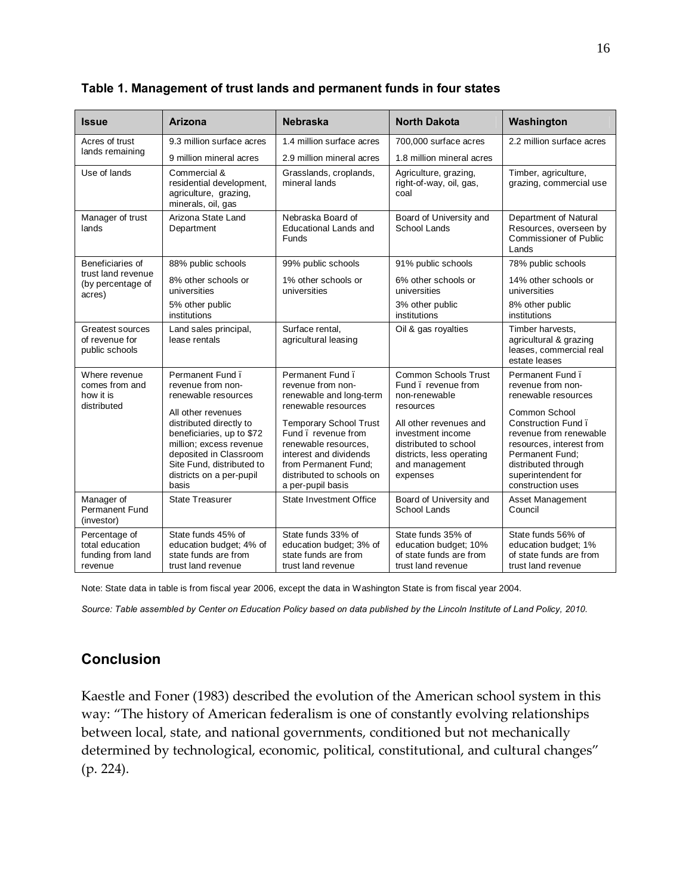**Table 1. Management of trust lands and permanent funds in four states**

| Issue | Arizona | Nebraska | North Dakota | Washington |
|---|---|---|---|---|
| Acres of trust lands remaining | 9.3 million surface acres<br>9 million mineral acres | 1.4 million surface acres<br>2.9 million mineral acres | 700,000 surface acres<br>1.8 million mineral acres | 2.2 million surface acres |
| Use of lands | Commercial & residential development, agriculture, grazing, minerals, oil, gas | Grasslands, croplands, mineral lands | Agriculture, grazing, right-of-way, oil, gas, coal | Timber, agriculture, grazing, commercial use |
| Manager of trust lands | Arizona State Land Department | Nebraska Board of Educational Lands and Funds | Board of University and School Lands | Department of Natural Resources, overseen by Commissioner of Public Lands |
| Beneficiaries of trust land revenue (by percentage of acres) | 88% public schools<br>8% other schools or universities<br>5% other public institutions | 99% public schools<br>1% other schools or universities | 91% public schools<br>6% other schools or universities<br>3% other public institutions | 78% public schools<br>14% other schools or universities<br>8% other public institutions |
| Greatest sources of revenue for public schools | Land sales principal, lease rentals | Surface rental, agricultural leasing | Oil & gas royalties | Timber harvests, agricultural & grazing leases, commercial real estate leases |
| Where revenue comes from and how it is distributed | Permanent Fund ï revenue from non-renewable resources<br>All other revenues distributed directly to beneficiaries, up to $72 million; excess revenue deposited in Classroom Site Fund, distributed to districts on a per-pupil basis | Permanent Fund ï revenue from non-renewable and long-term renewable resources<br>Temporary School Trust Fund ï revenue from renewable resources, interest and dividends from Permanent Fund; distributed to schools on a per-pupil basis | Common Schools Trust Fund ï revenue from non-renewable resources<br>All other revenues and investment income distributed to school districts, less operating and management expenses | Permanent Fund ï revenue from non-renewable resources<br>Common School Construction Fund ï revenue from renewable resources, interest from Permanent Fund; distributed through superintendent for construction uses |
| Manager of Permanent Fund (investor) | State Treasurer | State Investment Office | Board of University and School Lands | Asset Management Council |
| Percentage of total education funding from land revenue | State funds 45% of education budget; 4% of state funds are from trust land revenue | State funds 33% of education budget; 3% of state funds are from trust land revenue | State funds 35% of education budget; 10% of state funds are from trust land revenue | State funds 56% of education budget; 1% of state funds are from trust land revenue |

Note: State data in table is from fiscal year 2006, except the data in Washington State is from fiscal year 2004.

*Source: Table assembled by Center on Education Policy based on data published by the Lincoln Institute of Land Policy, 2010.*

## Conclusion

Kaestle and Foner (1983) described the evolution of the American school system in this way: "The history of American federalism is one of constantly evolving relationships between local, state, and national governments, conditioned but not mechanically determined by technological, economic, political, constitutional, and cultural changes" (p. 224).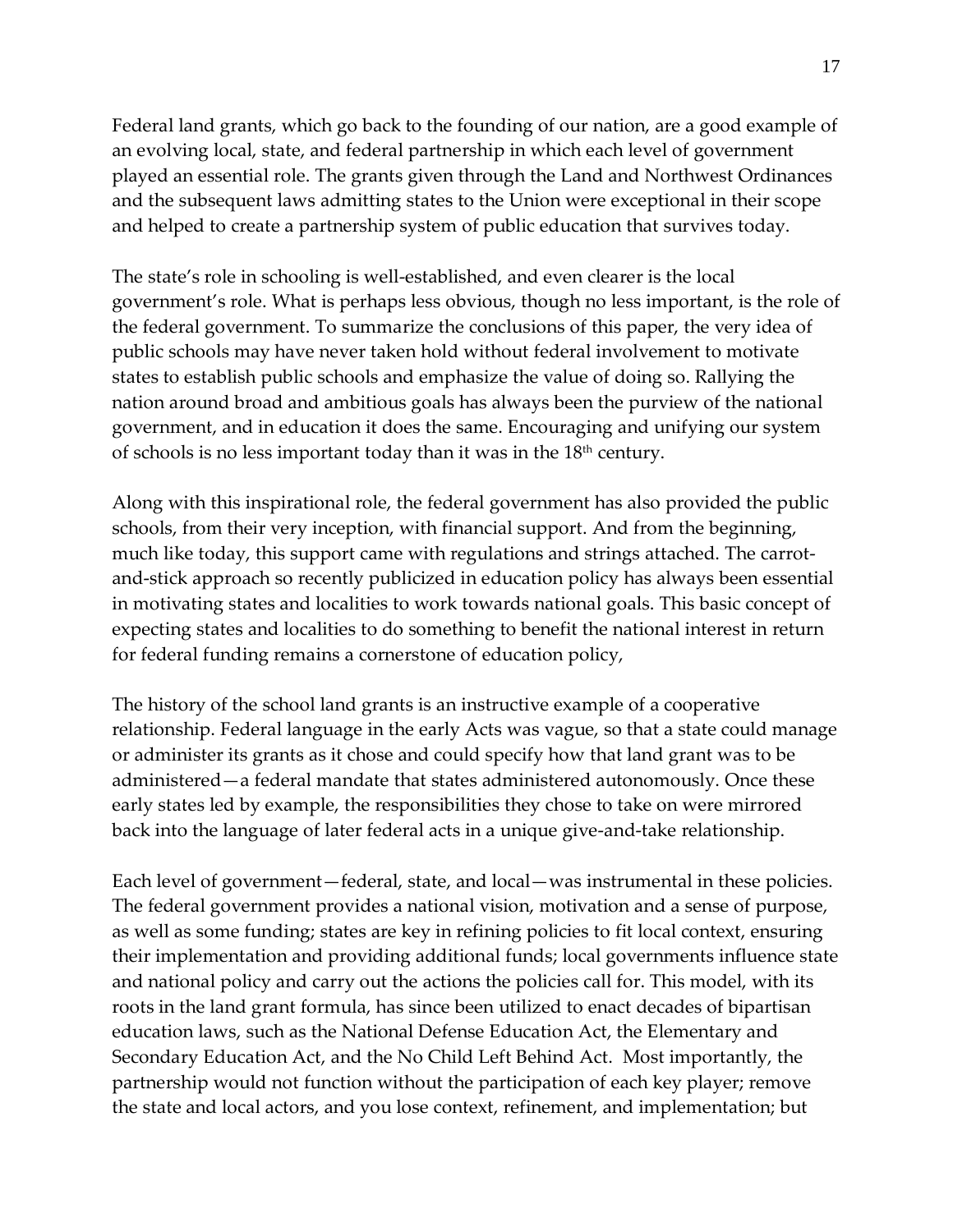Federal land grants, which go back to the founding of our nation, are a good example of an evolving local, state, and federal partnership in which each level of government played an essential role. The grants given through the Land and Northwest Ordinances and the subsequent laws admitting states to the Union were exceptional in their scope and helped to create a partnership system of public education that survives today.

The state's role in schooling is well-established, and even clearer is the local government's role. What is perhaps less obvious, though no less important, is the role of the federal government. To summarize the conclusions of this paper, the very idea of public schools may have never taken hold without federal involvement to motivate states to establish public schools and emphasize the value of doing so. Rallying the nation around broad and ambitious goals has always been the purview of the national government, and in education it does the same. Encouraging and unifying our system of schools is no less important today than it was in the 18th century.

Along with this inspirational role, the federal government has also provided the public schools, from their very inception, with financial support. And from the beginning, much like today, this support came with regulations and strings attached. The carrot-and-stick approach so recently publicized in education policy has always been essential in motivating states and localities to work towards national goals. This basic concept of expecting states and localities to do something to benefit the national interest in return for federal funding remains a cornerstone of education policy,

The history of the school land grants is an instructive example of a cooperative relationship. Federal language in the early Acts was vague, so that a state could manage or administer its grants as it chose and could specify how that land grant was to be administered—a federal mandate that states administered autonomously. Once these early states led by example, the responsibilities they chose to take on were mirrored back into the language of later federal acts in a unique give-and-take relationship.

Each level of government—federal, state, and local—was instrumental in these policies. The federal government provides a national vision, motivation and a sense of purpose, as well as some funding; states are key in refining policies to fit local context, ensuring their implementation and providing additional funds; local governments influence state and national policy and carry out the actions the policies call for. This model, with its roots in the land grant formula, has since been utilized to enact decades of bipartisan education laws, such as the National Defense Education Act, the Elementary and Secondary Education Act, and the No Child Left Behind Act. Most importantly, the partnership would not function without the participation of each key player; remove the state and local actors, and you lose context, refinement, and implementation; but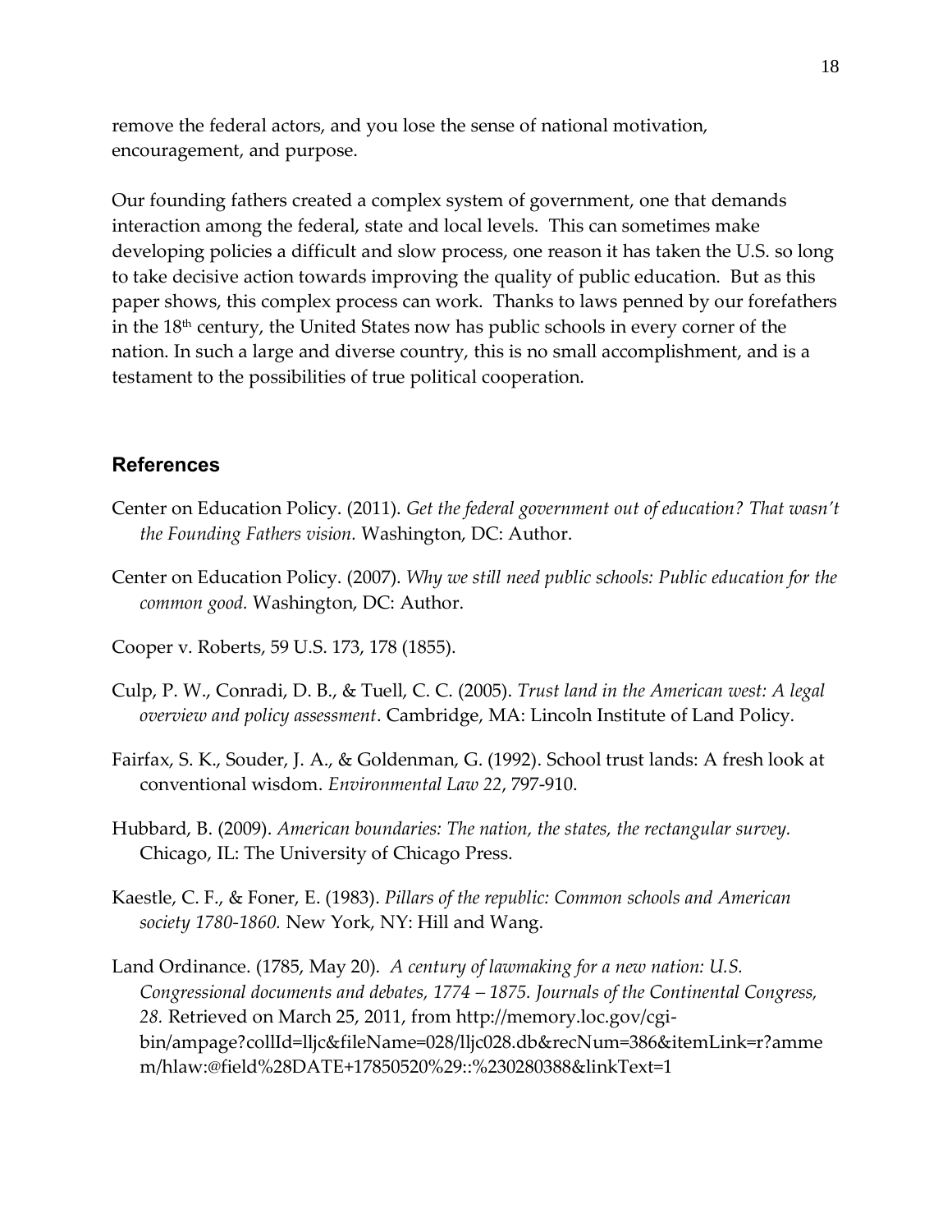remove the federal actors, and you lose the sense of national motivation, encouragement, and purpose.

Our founding fathers created a complex system of government, one that demands interaction among the federal, state and local levels. This can sometimes make developing policies a difficult and slow process, one reason it has taken the U.S. so long to take decisive action towards improving the quality of public education. But as this paper shows, this complex process can work. Thanks to laws penned by our forefathers in the 18th century, the United States now has public schools in every corner of the nation. In such a large and diverse country, this is no small accomplishment, and is a testament to the possibilities of true political cooperation.

## References

Center on Education Policy. (2011). *Get the federal government out of education? That wasn't the Founding Fathers vision.* Washington, DC: Author.

Center on Education Policy. (2007). *Why we still need public schools: Public education for the common good.* Washington, DC: Author.

Cooper v. Roberts, 59 U.S. 173, 178 (1855).

Culp, P. W., Conradi, D. B., & Tuell, C. C. (2005). *Trust land in the American west: A legal overview and policy assessment*. Cambridge, MA: Lincoln Institute of Land Policy.

Fairfax, S. K., Souder, J. A., & Goldenman, G. (1992). School trust lands: A fresh look at conventional wisdom. *Environmental Law 22*, 797-910.

Hubbard, B. (2009). *American boundaries: The nation, the states, the rectangular survey.* Chicago, IL: The University of Chicago Press.

Kaestle, C. F., & Foner, E. (1983). *Pillars of the republic: Common schools and American society 1780-1860.* New York, NY: Hill and Wang.

Land Ordinance. (1785, May 20). *A century of lawmaking for a new nation: U.S. Congressional documents and debates, 1774 – 1875. Journals of the Continental Congress, 28.* Retrieved on March 25, 2011, from http://memory.loc.gov/cgi-bin/ampage?collId=lljc&fileName=028/lljc028.db&recNum=386&itemLink=r?ammem/hlaw:@field%28DATE+17850520%29::%230280388&linkText=1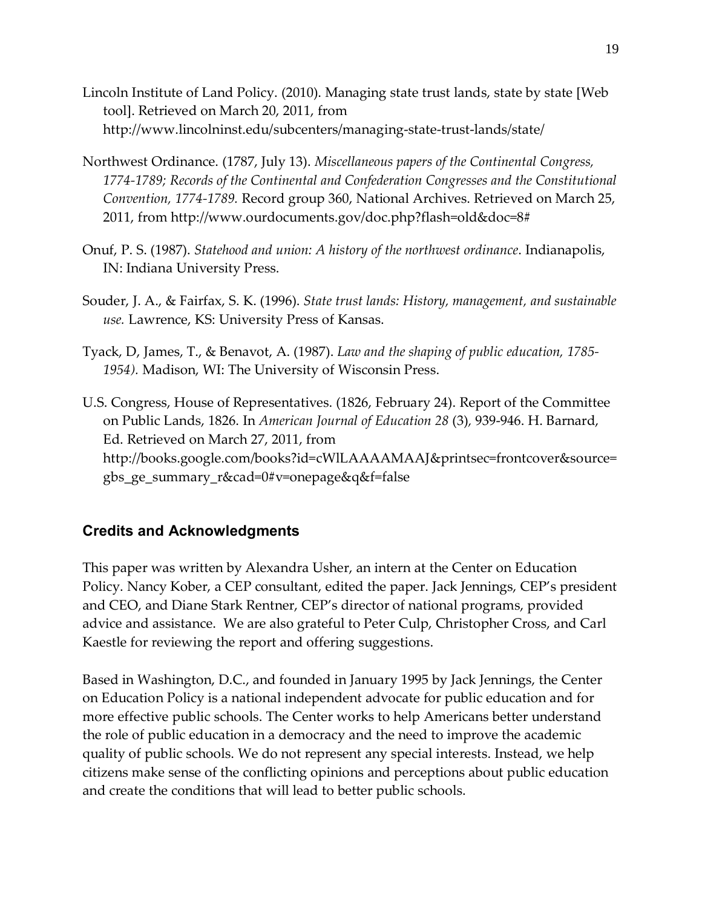Lincoln Institute of Land Policy. (2010). Managing state trust lands, state by state [Web tool]. Retrieved on March 20, 2011, from http://www.lincolninst.edu/subcenters/managing-state-trust-lands/state/

Northwest Ordinance. (1787, July 13). *Miscellaneous papers of the Continental Congress, 1774-1789; Records of the Continental and Confederation Congresses and the Constitutional Convention, 1774-1789.* Record group 360, National Archives. Retrieved on March 25, 2011, from http://www.ourdocuments.gov/doc.php?flash=old&doc=8#

Onuf, P. S. (1987). *Statehood and union: A history of the northwest ordinance*. Indianapolis, IN: Indiana University Press.

Souder, J. A., & Fairfax, S. K. (1996). *State trust lands: History, management, and sustainable use.* Lawrence, KS: University Press of Kansas.

Tyack, D, James, T., & Benavot, A. (1987). *Law and the shaping of public education, 1785-1954).* Madison, WI: The University of Wisconsin Press.

U.S. Congress, House of Representatives. (1826, February 24). Report of the Committee on Public Lands, 1826. In *American Journal of Education 28* (3), 939-946. H. Barnard, Ed. Retrieved on March 27, 2011, from http://books.google.com/books?id=cWlLAAAAMAAJ&printsec=frontcover&source=gbs_ge_summary_r&cad=0#v=onepage&q&f=false

## Credits and Acknowledgments

This paper was written by Alexandra Usher, an intern at the Center on Education Policy. Nancy Kober, a CEP consultant, edited the paper. Jack Jennings, CEP's president and CEO, and Diane Stark Rentner, CEP's director of national programs, provided advice and assistance. We are also grateful to Peter Culp, Christopher Cross, and Carl Kaestle for reviewing the report and offering suggestions.

Based in Washington, D.C., and founded in January 1995 by Jack Jennings, the Center on Education Policy is a national independent advocate for public education and for more effective public schools. The Center works to help Americans better understand the role of public education in a democracy and the need to improve the academic quality of public schools. We do not represent any special interests. Instead, we help citizens make sense of the conflicting opinions and perceptions about public education and create the conditions that will lead to better public schools.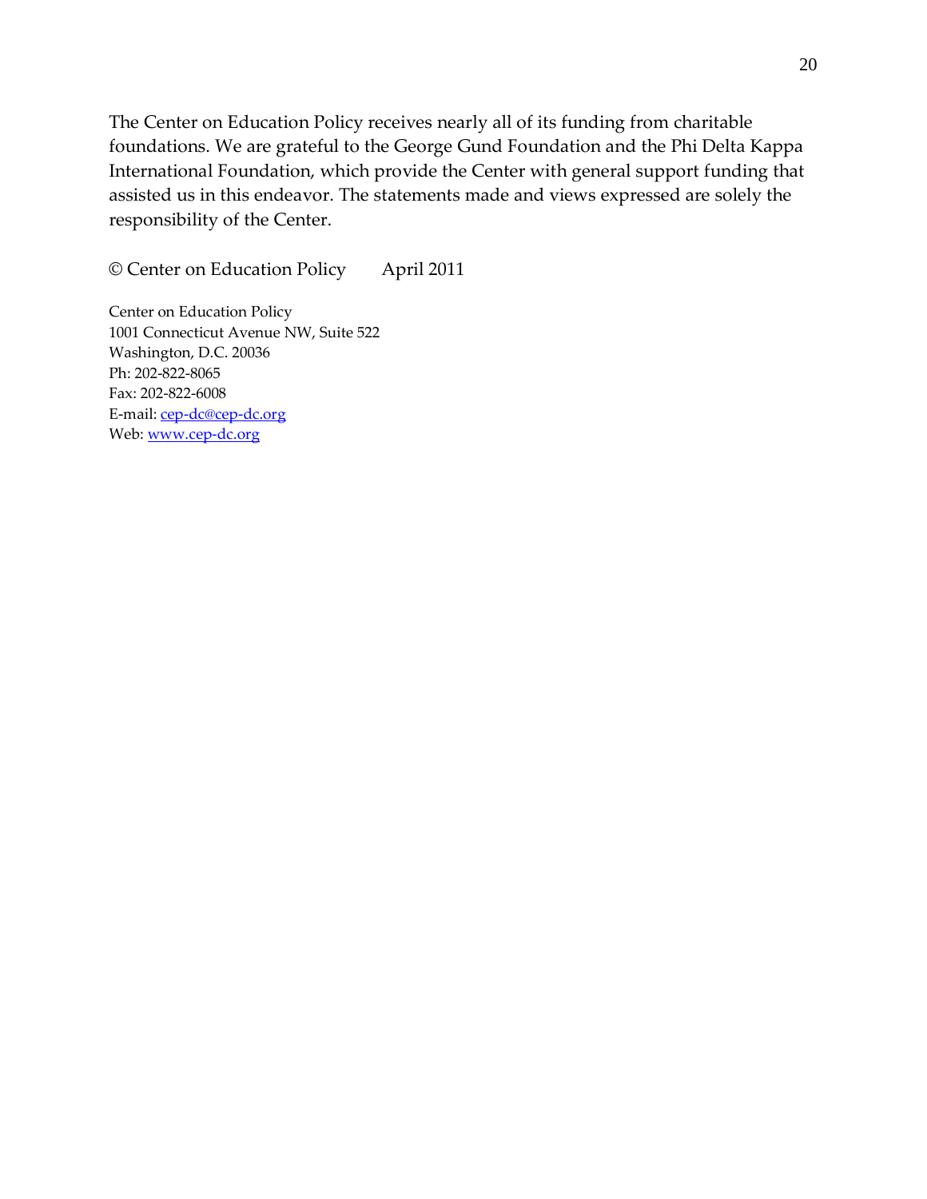The Center on Education Policy receives nearly all of its funding from charitable foundations. We are grateful to the George Gund Foundation and the Phi Delta Kappa International Foundation, which provide the Center with general support funding that assisted us in this endeavor. The statements made and views expressed are solely the responsibility of the Center.

© Center on Education Policy    April 2011

Center on Education Policy
1001 Connecticut Avenue NW, Suite 522
Washington, D.C. 20036
Ph: 202-822-8065
Fax: 202-822-6008
E-mail: cep-dc@cep-dc.org
Web: www.cep-dc.org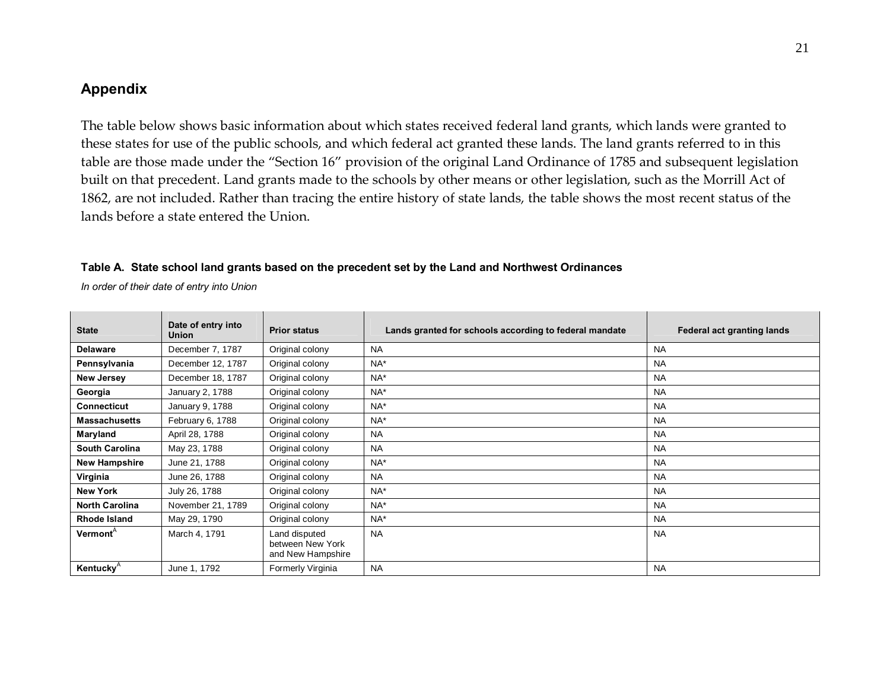## Appendix

The table below shows basic information about which states received federal land grants, which lands were granted to these states for use of the public schools, and which federal act granted these lands. The land grants referred to in this table are those made under the "Section 16" provision of the original Land Ordinance of 1785 and subsequent legislation built on that precedent. Land grants made to the schools by other means or other legislation, such as the Morrill Act of 1862, are not included. Rather than tracing the entire history of state lands, the table shows the most recent status of the lands before a state entered the Union.

**Table A. State school land grants based on the precedent set by the Land and Northwest Ordinances**

*In order of their date of entry into Union*

| State | Date of entry into Union | Prior status | Lands granted for schools according to federal mandate | Federal act granting lands |
|---|---|---|---|---|
| **Delaware** | December 7, 1787 | Original colony | NA | NA |
| **Pennsylvania** | December 12, 1787 | Original colony | NA* | NA |
| **New Jersey** | December 18, 1787 | Original colony | NA* | NA |
| **Georgia** | January 2, 1788 | Original colony | NA* | NA |
| **Connecticut** | January 9, 1788 | Original colony | NA* | NA |
| **Massachusetts** | February 6, 1788 | Original colony | NA* | NA |
| **Maryland** | April 28, 1788 | Original colony | NA | NA |
| **South Carolina** | May 23, 1788 | Original colony | NA | NA |
| **New Hampshire** | June 21, 1788 | Original colony | NA* | NA |
| **Virginia** | June 26, 1788 | Original colony | NA | NA |
| **New York** | July 26, 1788 | Original colony | NA* | NA |
| **North Carolina** | November 21, 1789 | Original colony | NA* | NA |
| **Rhode Island** | May 29, 1790 | Original colony | NA* | NA |
| **Vermont**[A] | March 4, 1791 | Land disputed between New York and New Hampshire | NA | NA |
| **Kentucky**[A] | June 1, 1792 | Formerly Virginia | NA | NA |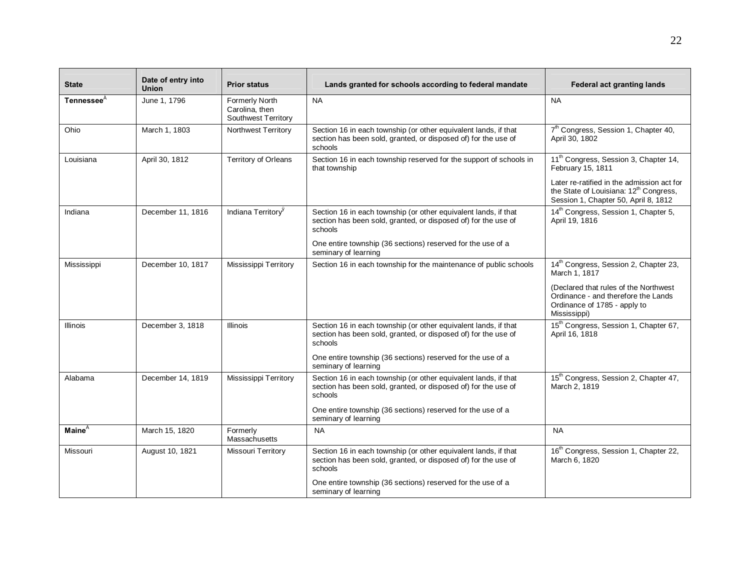| State | Date of entry into Union | Prior status | Lands granted for schools according to federal mandate | Federal act granting lands |
|---|---|---|---|---|
| **Tennessee**[A] | June 1, 1796 | Formerly North Carolina, then Southwest Territory | NA | NA |
| Ohio | March 1, 1803 | Northwest Territory | Section 16 in each township (or other equivalent lands, if that section has been sold, granted, or disposed of) for the use of schools | 7th Congress, Session 1, Chapter 40, April 30, 1802 |
| Louisiana | April 30, 1812 | Territory of Orleans | Section 16 in each township reserved for the support of schools in that township | 11th Congress, Session 3, Chapter 14, February 15, 1811<br><br>Later re-ratified in the admission act for the State of Louisiana: 12th Congress, Session 1, Chapter 50, April 8, 1812 |
| Indiana | December 11, 1816 | Indiana Territory[ŷ] | Section 16 in each township (or other equivalent lands, if that section has been sold, granted, or disposed of) for the use of schools<br><br>One entire township (36 sections) reserved for the use of a seminary of learning | 14th Congress, Session 1, Chapter 5, April 19, 1816 |
| Mississippi | December 10, 1817 | Mississippi Territory | Section 16 in each township for the maintenance of public schools | 14th Congress, Session 2, Chapter 23, March 1, 1817<br><br>(Declared that rules of the Northwest Ordinance - and therefore the Lands Ordinance of 1785 - apply to Mississippi) |
| Illinois | December 3, 1818 | Illinois | Section 16 in each township (or other equivalent lands, if that section has been sold, granted, or disposed of) for the use of schools<br><br>One entire township (36 sections) reserved for the use of a seminary of learning | 15th Congress, Session 1, Chapter 67, April 16, 1818 |
| Alabama | December 14, 1819 | Mississippi Territory | Section 16 in each township (or other equivalent lands, if that section has been sold, granted, or disposed of) for the use of schools<br><br>One entire township (36 sections) reserved for the use of a seminary of learning | 15th Congress, Session 2, Chapter 47, March 2, 1819 |
| **Maine**[A] | March 15, 1820 | Formerly Massachusetts | NA | NA |
| Missouri | August 10, 1821 | Missouri Territory | Section 16 in each township (or other equivalent lands, if that section has been sold, granted, or disposed of) for the use of schools<br><br>One entire township (36 sections) reserved for the use of a seminary of learning | 16th Congress, Session 1, Chapter 22, March 6, 1820 |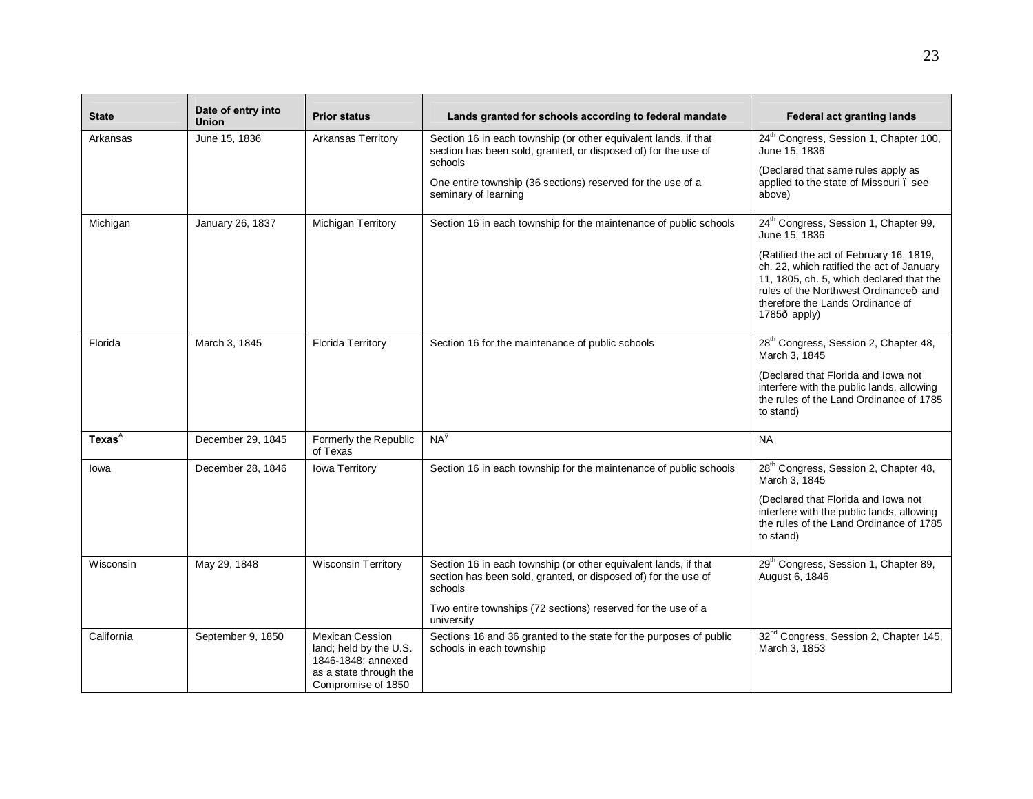| State | Date of entry into Union | Prior status | Lands granted for schools according to federal mandate | Federal act granting lands |
|---|---|---|---|---|
| Arkansas | June 15, 1836 | Arkansas Territory | Section 16 in each township (or other equivalent lands, if that section has been sold, granted, or disposed of) for the use of schools<br><br>One entire township (36 sections) reserved for the use of a seminary of learning | 24th Congress, Session 1, Chapter 100, June 15, 1836<br><br>(Declared that same rules apply as applied to the state of Missouri ï see above) |
| Michigan | January 26, 1837 | Michigan Territory | Section 16 in each township for the maintenance of public schools | 24th Congress, Session 1, Chapter 99, June 15, 1836<br><br>(Ratified the act of February 16, 1819, ch. 22, which ratified the act of January 11, 1805, ch. 5, which declared that the rules of the Northwest Ordinanceð and therefore the Lands Ordinance of 1785ð apply) |
| Florida | March 3, 1845 | Florida Territory | Section 16 for the maintenance of public schools | 28th Congress, Session 2, Chapter 48, March 3, 1845<br><br>(Declared that Florida and Iowa not interfere with the public lands, allowing the rules of the Land Ordinance of 1785 to stand) |
| **Texas**[A] | December 29, 1845 | Formerly the Republic of Texas | NA[ÿ] | NA |
| Iowa | December 28, 1846 | Iowa Territory | Section 16 in each township for the maintenance of public schools | 28th Congress, Session 2, Chapter 48, March 3, 1845<br><br>(Declared that Florida and Iowa not interfere with the public lands, allowing the rules of the Land Ordinance of 1785 to stand) |
| Wisconsin | May 29, 1848 | Wisconsin Territory | Section 16 in each township (or other equivalent lands, if that section has been sold, granted, or disposed of) for the use of schools<br><br>Two entire townships (72 sections) reserved for the use of a university | 29th Congress, Session 1, Chapter 89, August 6, 1846 |
| California | September 9, 1850 | Mexican Cession land; held by the U.S. 1846-1848; annexed as a state through the Compromise of 1850 | Sections 16 and 36 granted to the state for the purposes of public schools in each township | 32nd Congress, Session 2, Chapter 145, March 3, 1853 |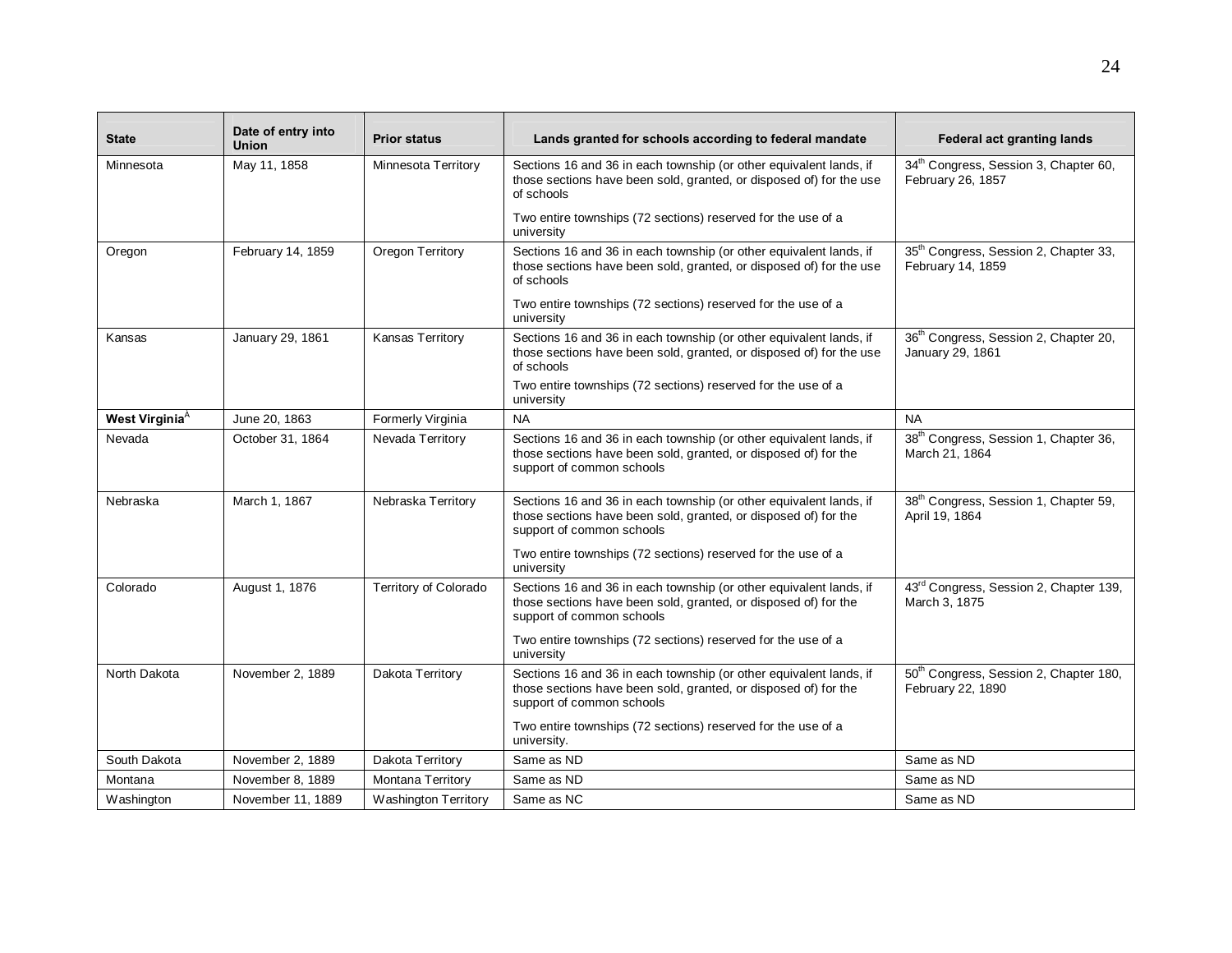| State | Date of entry into Union | Prior status | Lands granted for schools according to federal mandate | Federal act granting lands |
|---|---|---|---|---|
| Minnesota | May 11, 1858 | Minnesota Territory | Sections 16 and 36 in each township (or other equivalent lands, if those sections have been sold, granted, or disposed of) for the use of schools<br><br>Two entire townships (72 sections) reserved for the use of a university | 34th Congress, Session 3, Chapter 60, February 26, 1857 |
| Oregon | February 14, 1859 | Oregon Territory | Sections 16 and 36 in each township (or other equivalent lands, if those sections have been sold, granted, or disposed of) for the use of schools<br><br>Two entire townships (72 sections) reserved for the use of a university | 35th Congress, Session 2, Chapter 33, February 14, 1859 |
| Kansas | January 29, 1861 | Kansas Territory | Sections 16 and 36 in each township (or other equivalent lands, if those sections have been sold, granted, or disposed of) for the use of schools<br><br>Two entire townships (72 sections) reserved for the use of a university | 36th Congress, Session 2, Chapter 20, January 29, 1861 |
| **West Virginia**[A] | June 20, 1863 | Formerly Virginia | NA | NA |
| Nevada | October 31, 1864 | Nevada Territory | Sections 16 and 36 in each township (or other equivalent lands, if those sections have been sold, granted, or disposed of) for the support of common schools | 38th Congress, Session 1, Chapter 36, March 21, 1864 |
| Nebraska | March 1, 1867 | Nebraska Territory | Sections 16 and 36 in each township (or other equivalent lands, if those sections have been sold, granted, or disposed of) for the support of common schools<br><br>Two entire townships (72 sections) reserved for the use of a university | 38th Congress, Session 1, Chapter 59, April 19, 1864 |
| Colorado | August 1, 1876 | Territory of Colorado | Sections 16 and 36 in each township (or other equivalent lands, if those sections have been sold, granted, or disposed of) for the support of common schools<br><br>Two entire townships (72 sections) reserved for the use of a university | 43rd Congress, Session 2, Chapter 139, March 3, 1875 |
| North Dakota | November 2, 1889 | Dakota Territory | Sections 16 and 36 in each township (or other equivalent lands, if those sections have been sold, granted, or disposed of) for the support of common schools<br><br>Two entire townships (72 sections) reserved for the use of a university. | 50th Congress, Session 2, Chapter 180, February 22, 1890 |
| South Dakota | November 2, 1889 | Dakota Territory | Same as ND | Same as ND |
| Montana | November 8, 1889 | Montana Territory | Same as ND | Same as ND |
| Washington | November 11, 1889 | Washington Territory | Same as NC | Same as ND |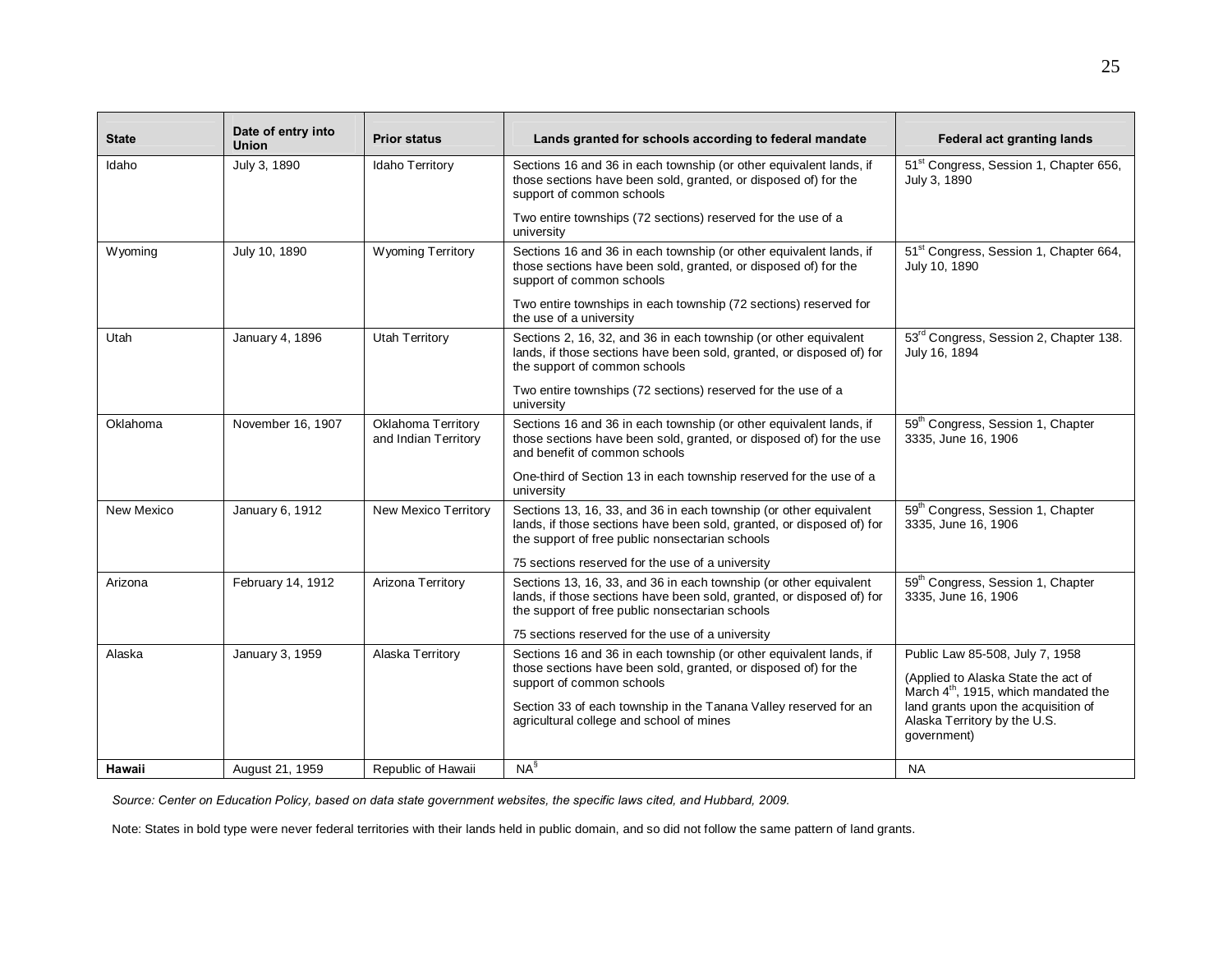| State | Date of entry into Union | Prior status | Lands granted for schools according to federal mandate | Federal act granting lands |
|---|---|---|---|---|
| Idaho | July 3, 1890 | Idaho Territory | Sections 16 and 36 in each township (or other equivalent lands, if those sections have been sold, granted, or disposed of) for the support of common schools<br><br>Two entire townships (72 sections) reserved for the use of a university | 51st Congress, Session 1, Chapter 656, July 3, 1890 |
| Wyoming | July 10, 1890 | Wyoming Territory | Sections 16 and 36 in each township (or other equivalent lands, if those sections have been sold, granted, or disposed of) for the support of common schools<br><br>Two entire townships in each township (72 sections) reserved for the use of a university | 51st Congress, Session 1, Chapter 664, July 10, 1890 |
| Utah | January 4, 1896 | Utah Territory | Sections 2, 16, 32, and 36 in each township (or other equivalent lands, if those sections have been sold, granted, or disposed of) for the support of common schools<br><br>Two entire townships (72 sections) reserved for the use of a university | 53rd Congress, Session 2, Chapter 138. July 16, 1894 |
| Oklahoma | November 16, 1907 | Oklahoma Territory and Indian Territory | Sections 16 and 36 in each township (or other equivalent lands, if those sections have been sold, granted, or disposed of) for the use and benefit of common schools<br><br>One-third of Section 13 in each township reserved for the use of a university | 59th Congress, Session 1, Chapter 3335, June 16, 1906 |
| New Mexico | January 6, 1912 | New Mexico Territory | Sections 13, 16, 33, and 36 in each township (or other equivalent lands, if those sections have been sold, granted, or disposed of) for the support of free public nonsectarian schools<br><br>75 sections reserved for the use of a university | 59th Congress, Session 1, Chapter 3335, June 16, 1906 |
| Arizona | February 14, 1912 | Arizona Territory | Sections 13, 16, 33, and 36 in each township (or other equivalent lands, if those sections have been sold, granted, or disposed of) for the support of free public nonsectarian schools<br><br>75 sections reserved for the use of a university | 59th Congress, Session 1, Chapter 3335, June 16, 1906 |
| Alaska | January 3, 1959 | Alaska Territory | Sections 16 and 36 in each township (or other equivalent lands, if those sections have been sold, granted, or disposed of) for the support of common schools<br><br>Section 33 of each township in the Tanana Valley reserved for an agricultural college and school of mines | Public Law 85-508, July 7, 1958<br><br>(Applied to Alaska State the act of March 4th, 1915, which mandated the land grants upon the acquisition of Alaska Territory by the U.S. government) |
| **Hawaii** | August 21, 1959 | Republic of Hawaii | NA[§] | NA |

*Source: Center on Education Policy, based on data state government websites, the specific laws cited, and Hubbard, 2009.*

Note: States in bold type were never federal territories with their lands held in public domain, and so did not follow the same pattern of land grants.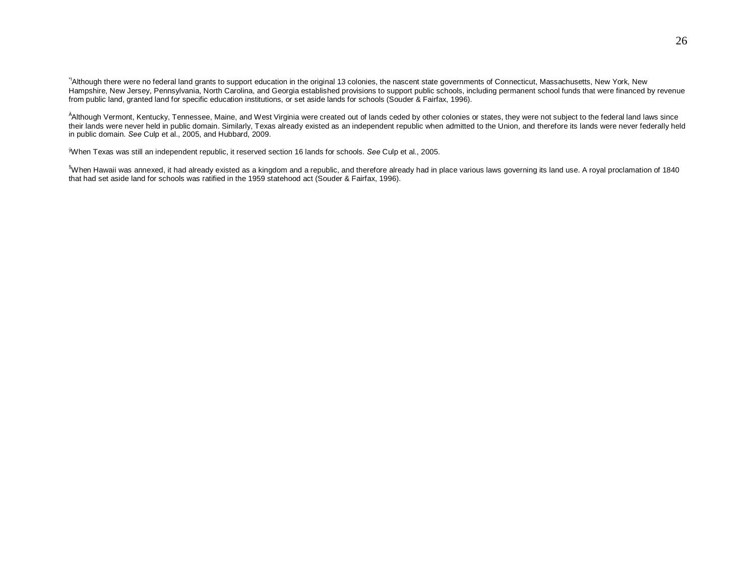[*‡]Although there were no federal land grants to support education in the original 13 colonies, the nascent state governments of Connecticut, Massachusetts, New York, New Hampshire, New Jersey, Pennsylvania, North Carolina, and Georgia established provisions to support public schools, including permanent school funds that were financed by revenue from public land, granted land for specific education institutions, or set aside lands for schools (Souder & Fairfax, 1996).

[Å]Although Vermont, Kentucky, Tennessee, Maine, and West Virginia were created out of lands ceded by other colonies or states, they were not subject to the federal land laws since their lands were never held in public domain. Similarly, Texas already existed as an independent republic when admitted to the Union, and therefore its lands were never federally held in public domain. *See* Culp et al., 2005, and Hubbard, 2009.

[ÿ]When Texas was still an independent republic, it reserved section 16 lands for schools. *See* Culp et al., 2005.

[§]When Hawaii was annexed, it had already existed as a kingdom and a republic, and therefore already had in place various laws governing its land use. A royal proclamation of 1840 that had set aside land for schools was ratified in the 1959 statehood act (Souder & Fairfax, 1996).